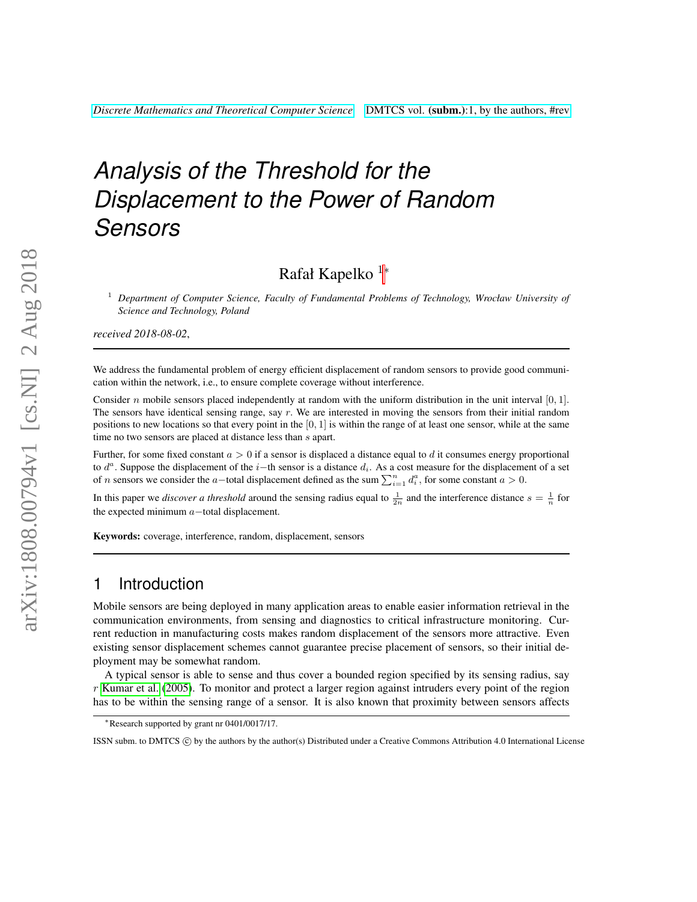# Analysis of the Threshold for the Displacement to the Power of Random Sensors

Rafał Kapelko [1]*

[1] *Department of Computer Science, Faculty of Fundamental Problems of Technology, Wrocław University of Science and Technology, Poland*

*received 2018-08-02*,

We address the fundamental problem of energy efficient displacement of random sensors to provide good communication within the network, i.e., to ensure complete coverage without interference.

Consider $n$ mobile sensors placed independently at random with the uniform distribution in the unit interval $[0, 1]$. The sensors have identical sensing range, say $r$. We are interested in moving the sensors from their initial random positions to new locations so that every point in the $[0, 1]$ is within the range of at least one sensor, while at the same time no two sensors are placed at distance less than $s$ apart.

Further, for some fixed constant $a > 0$ if a sensor is displaced a distance equal to $d$ it consumes energy proportional to $d^a$. Suppose the displacement of the $i-$th sensor is a distance $d_i$. As a cost measure for the displacement of a set of $n$ sensors we consider the $a-$total displacement defined as the sum $\sum_{i=1}^{n} d_i^a$, for some constant $a > 0$.

In this paper we *discover a threshold* around the sensing radius equal to $\frac{1}{2n}$ and the interference distance $s = \frac{1}{n}$ for the expected minimum $a-$total displacement.

**Keywords:** coverage, interference, random, displacement, sensors

## 1 Introduction

Mobile sensors are being deployed in many application areas to enable easier information retrieval in the communication environments, from sensing and diagnostics to critical infrastructure monitoring. Current reduction in manufacturing costs makes random displacement of the sensors more attractive. Even existing sensor displacement schemes cannot guarantee precise placement of sensors, so their initial deployment may be somewhat random.

A typical sensor is able to sense and thus cover a bounded region specified by its sensing radius, say $r$ Kumar et al. (2005). To monitor and protect a larger region against intruders every point of the region has to be within the sensing range of a sensor. It is also known that proximity between sensors affects

*Research supported by grant nr 0401/0017/17.

ISSN subm. to DMTCS © by the authors by the author(s) Distributed under a Creative Commons Attribution 4.0 International License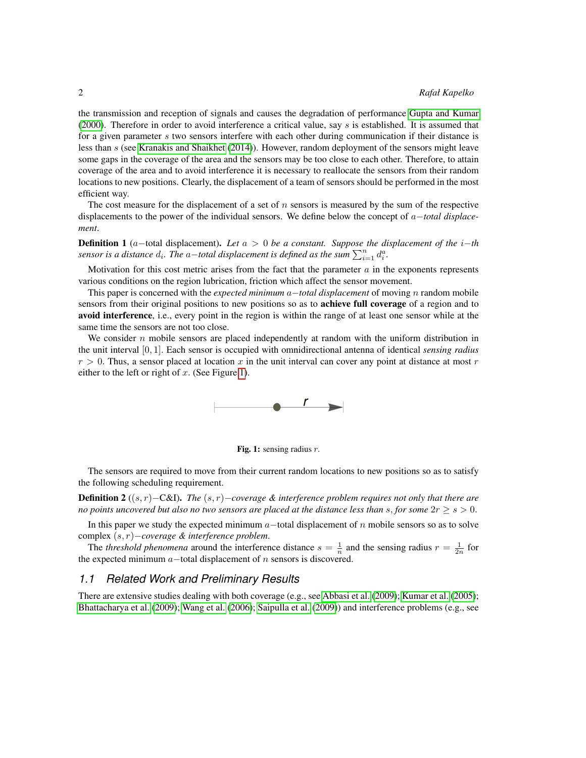the transmission and reception of signals and causes the degradation of performance Gupta and Kumar (2000). Therefore in order to avoid interference a critical value, say $s$ is established. It is assumed that for a given parameter $s$ two sensors interfere with each other during communication if their distance is less than $s$ (see Kranakis and Shaikhet (2014)). However, random deployment of the sensors might leave some gaps in the coverage of the area and the sensors may be too close to each other. Therefore, to attain coverage of the area and to avoid interference it is necessary to reallocate the sensors from their random locations to new positions. Clearly, the displacement of a team of sensors should be performed in the most efficient way.

The cost measure for the displacement of a set of $n$ sensors is measured by the sum of the respective displacements to the power of the individual sensors. We define below the concept of *$a-$total displacement*.

**Definition 1** ($a-$total displacement). *Let $a > 0$ be a constant. Suppose the displacement of the $i-$th sensor is a distance $d_i$. The $a-$total displacement is defined as the sum $\sum_{i=1}^{n} d_i^a$.*

Motivation for this cost metric arises from the fact that the parameter $a$ in the exponents represents various conditions on the region lubrication, friction which affect the sensor movement.

This paper is concerned with the *expected minimum $a-$total displacement* of moving $n$ random mobile sensors from their original positions to new positions so as to **achieve full coverage** of a region and to **avoid interference**, i.e., every point in the region is within the range of at least one sensor while at the same time the sensors are not too close.

We consider $n$ mobile sensors are placed independently at random with the uniform distribution in the unit interval $[0,1]$. Each sensor is occupied with omnidirectional antenna of identical *sensing radius* $r > 0$. Thus, a sensor placed at location $x$ in the unit interval can cover any point at distance at most $r$ either to the left or right of $x$. (See Figure 1).

**Fig. 1:** sensing radius $r$.

The sensors are required to move from their current random locations to new positions so as to satisfy the following scheduling requirement.

**Definition 2** ($(s,r)-$C&I). *The $(s,r)-$coverage & interference problem requires not only that there are no points uncovered but also no two sensors are placed at the distance less than $s$, for some $2r \geq s > 0$.*

In this paper we study the expected minimum $a-$total displacement of $n$ mobile sensors so as to solve complex *$(s,r)-$coverage & interference problem.*

The *threshold phenomena* around the interference distance $s = \frac{1}{n}$ and the sensing radius $r = \frac{1}{2n}$ for the expected minimum $a-$total displacement of $n$ sensors is discovered.

### 1.1 Related Work and Preliminary Results

There are extensive studies dealing with both coverage (e.g., see Abbasi et al. (2009); Kumar et al. (2005); Bhattacharya et al. (2009); Wang et al. (2006); Saipulla et al. (2009)) and interference problems (e.g., see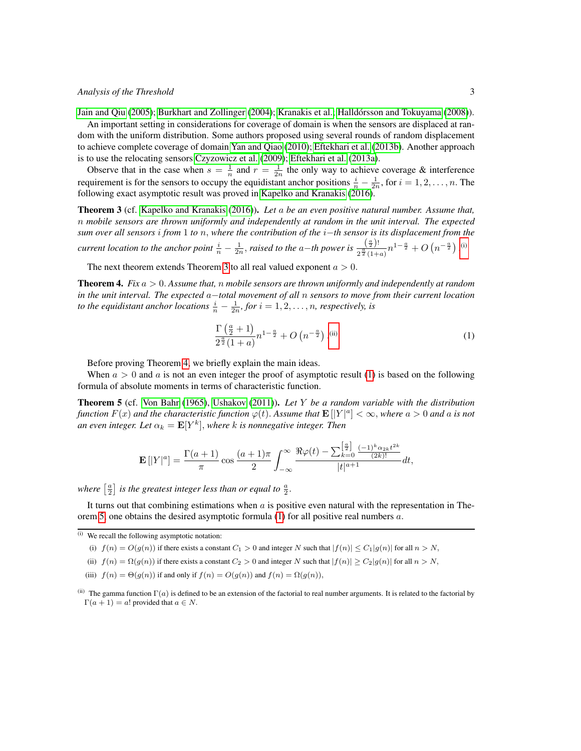Jain and Qiu (2005); Burkhart and Zollinger (2004); Kranakis et al.; Halldórsson and Tokuyama (2008)).

An important setting in considerations for coverage of domain is when the sensors are displaced at random with the uniform distribution. Some authors proposed using several rounds of random displacement to achieve complete coverage of domain Yan and Qiao (2010); Eftekhari et al. (2013b). Another approach is to use the relocating sensors Czyzowicz et al. (2009); Eftekhari et al. (2013a).

Observe that in the case when $s = \frac{1}{n}$ and $r = \frac{1}{2n}$ the only way to achieve coverage & interference requirement is for the sensors to occupy the equidistant anchor positions $\frac{i}{n} - \frac{1}{2n}$, for $i = 1, 2, \ldots, n$. The following exact asymptotic result was proved in Kapelko and Kranakis (2016).

**Theorem 3** (cf. Kapelko and Kranakis (2016)). *Let $a$ be an even positive natural number. Assume that, $n$ mobile sensors are thrown uniformly and independently at random in the unit interval. The expected sum over all sensors $i$ from 1 to $n$, where the contribution of the $i$−th sensor is its displacement from the current location to the anchor point $\frac{i}{n} - \frac{1}{2n}$, raised to the $a$−th power is $\frac{\left(\frac{a}{2}\right)!}{2^{\frac{a}{2}}(1+a)} n^{1-\frac{a}{2}} + O\left(n^{-\frac{a}{2}}\right)$* [(i)]

The next theorem extends Theorem 3 to all real valued exponent $a > 0$.

**Theorem 4.** *Fix $a > 0$. Assume that, $n$ mobile sensors are thrown uniformly and independently at random in the unit interval. The expected $a$−total movement of all $n$ sensors to move from their current location to the equidistant anchor locations $\frac{i}{n} - \frac{1}{2n}$, for $i = 1, 2, \ldots, n$, respectively, is*

$$\frac{\Gamma\left(\frac{a}{2} + 1\right)}{2^{\frac{a}{2}}(1+a)} n^{1-\frac{a}{2}} + O\left(n^{-\frac{a}{2}}\right). \tag{1}$$

[(ii)]

Before proving Theorem 4, we briefly explain the main ideas.

When $a > 0$ and $a$ is not an even integer the proof of asymptotic result (1) is based on the following formula of absolute moments in terms of characteristic function.

**Theorem 5** (cf. Von Bahr (1965), Ushakov (2011)). *Let $Y$ be a random variable with the distribution function $F(x)$ and the characteristic function $\varphi(t)$. Assume that $\mathbf{E}\left[|Y|^a\right] < \infty$, where $a > 0$ and $a$ is not an even integer. Let $\alpha_k = \mathbf{E}[Y^k]$, where $k$ is nonnegative integer. Then*

$$\mathbf{E}\left[|Y|^a\right] = \frac{\Gamma(a+1)}{\pi} \cos\frac{(a+1)\pi}{2} \int_{-\infty}^{\infty} \frac{\Re\varphi(t) - \sum_{k=0}^{\left[\frac{a}{2}\right]} \frac{(-1)^k \alpha_{2k} t^{2k}}{(2k)!}}{|t|^{a+1}} dt,$$

*where $\left[\frac{a}{2}\right]$ is the greatest integer less than or equal to $\frac{a}{2}$.*

It turns out that combining estimations when $a$ is positive even natural with the representation in Theorem 5, one obtains the desired asymptotic formula (1) for all positive real numbers $a$.

---

(i) We recall the following asymptotic notation:

(i) $f(n) = O(g(n))$ if there exists a constant $C_1 > 0$ and integer $N$ such that $|f(n)| \leq C_1|g(n)|$ for all $n > N$,

(ii) $f(n) = \Omega(g(n))$ if there exists a constant $C_2 > 0$ and integer $N$ such that $|f(n)| \geq C_2|g(n)|$ for all $n > N$,

(iii) $f(n) = \Theta(g(n))$ if and only if $f(n) = O(g(n))$ and $f(n) = \Omega(g(n))$,

(ii) The gamma function $\Gamma(a)$ is defined to be an extension of the factorial to real number arguments. It is related to the factorial by $\Gamma(a+1) = a!$ provided that $a \in N$.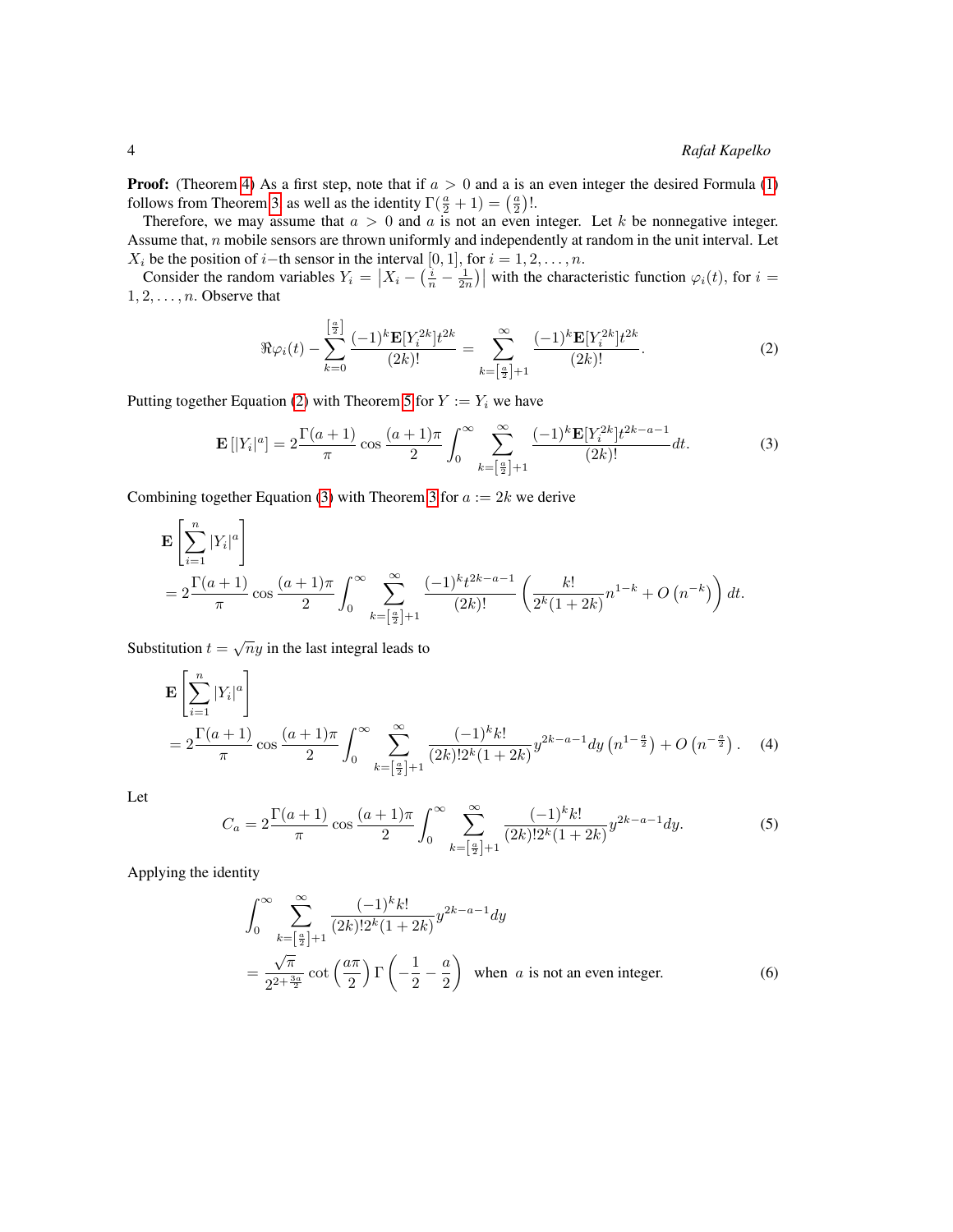**Proof:** (Theorem 4) As a first step, note that if $a > 0$ and a is an even integer the desired Formula (1) follows from Theorem 3 as well as the identity $\Gamma(\frac{a}{2}+1) = \left(\frac{a}{2}\right)!$.

Therefore, we may assume that $a > 0$ and $a$ is not an even integer. Let $k$ be nonnegative integer. Assume that, $n$ mobile sensors are thrown uniformly and independently at random in the unit interval. Let $X_i$ be the position of $i-$th sensor in the interval $[0,1]$, for $i = 1, 2, \dots, n$.

Consider the random variables $Y_i = \left|X_i - \left(\frac{i}{n} - \frac{1}{2n}\right)\right|$ with the characteristic function $\varphi_i(t)$, for $i = 1, 2, \dots, n$. Observe that

$$\Re\varphi_i(t) - \sum_{k=0}^{\left[\frac{a}{2}\right]} \frac{(-1)^k \mathbf{E}[Y_i^{2k}] t^{2k}}{(2k)!} = \sum_{k=\left[\frac{a}{2}\right]+1}^{\infty} \frac{(-1)^k \mathbf{E}[Y_i^{2k}] t^{2k}}{(2k)!}. \tag{2}$$

Putting together Equation (2) with Theorem 5 for $Y := Y_i$ we have

$$\mathbf{E}\left[|Y_i|^a\right] = 2\frac{\Gamma(a+1)}{\pi} \cos\frac{(a+1)\pi}{2} \int_0^\infty \sum_{k=\left[\frac{a}{2}\right]+1}^{\infty} \frac{(-1)^k \mathbf{E}[Y_i^{2k}] t^{2k-a-1}}{(2k)!} dt. \tag{3}$$

Combining together Equation (3) with Theorem 3 for $a := 2k$ we derive

$$\mathbf{E}\left[\sum_{i=1}^{n} |Y_i|^a\right]$$
$$= 2\frac{\Gamma(a+1)}{\pi} \cos\frac{(a+1)\pi}{2} \int_0^\infty \sum_{k=\left[\frac{a}{2}\right]+1}^{\infty} \frac{(-1)^k t^{2k-a-1}}{(2k)!} \left(\frac{k!}{2^k(1+2k)} n^{1-k} + O\left(n^{-k}\right)\right) dt.$$

Substitution $t = \sqrt{n}y$ in the last integral leads to

$$\mathbf{E}\left[\sum_{i=1}^{n} |Y_i|^a\right]$$
$$= 2\frac{\Gamma(a+1)}{\pi} \cos\frac{(a+1)\pi}{2} \int_0^\infty \sum_{k=\left[\frac{a}{2}\right]+1}^{\infty} \frac{(-1)^k k!}{(2k)! 2^k (1+2k)} y^{2k-a-1} dy \left(n^{1-\frac{a}{2}}\right) + O\left(n^{-\frac{a}{2}}\right). \tag{4}$$

Let

$$C_a = 2\frac{\Gamma(a+1)}{\pi} \cos\frac{(a+1)\pi}{2} \int_0^\infty \sum_{k=\left[\frac{a}{2}\right]+1}^{\infty} \frac{(-1)^k k!}{(2k)! 2^k (1+2k)} y^{2k-a-1} dy. \tag{5}$$

Applying the identity

$$\int_0^\infty \sum_{k=\left[\frac{a}{2}\right]+1}^{\infty} \frac{(-1)^k k!}{(2k)! 2^k (1+2k)} y^{2k-a-1} dy$$
$$= \frac{\sqrt{\pi}}{2^{2+\frac{3a}{2}}} \cot\left(\frac{a\pi}{2}\right) \Gamma\left(-\frac{1}{2} - \frac{a}{2}\right) \quad \text{when } a \text{ is not an even integer.} \tag{6}$$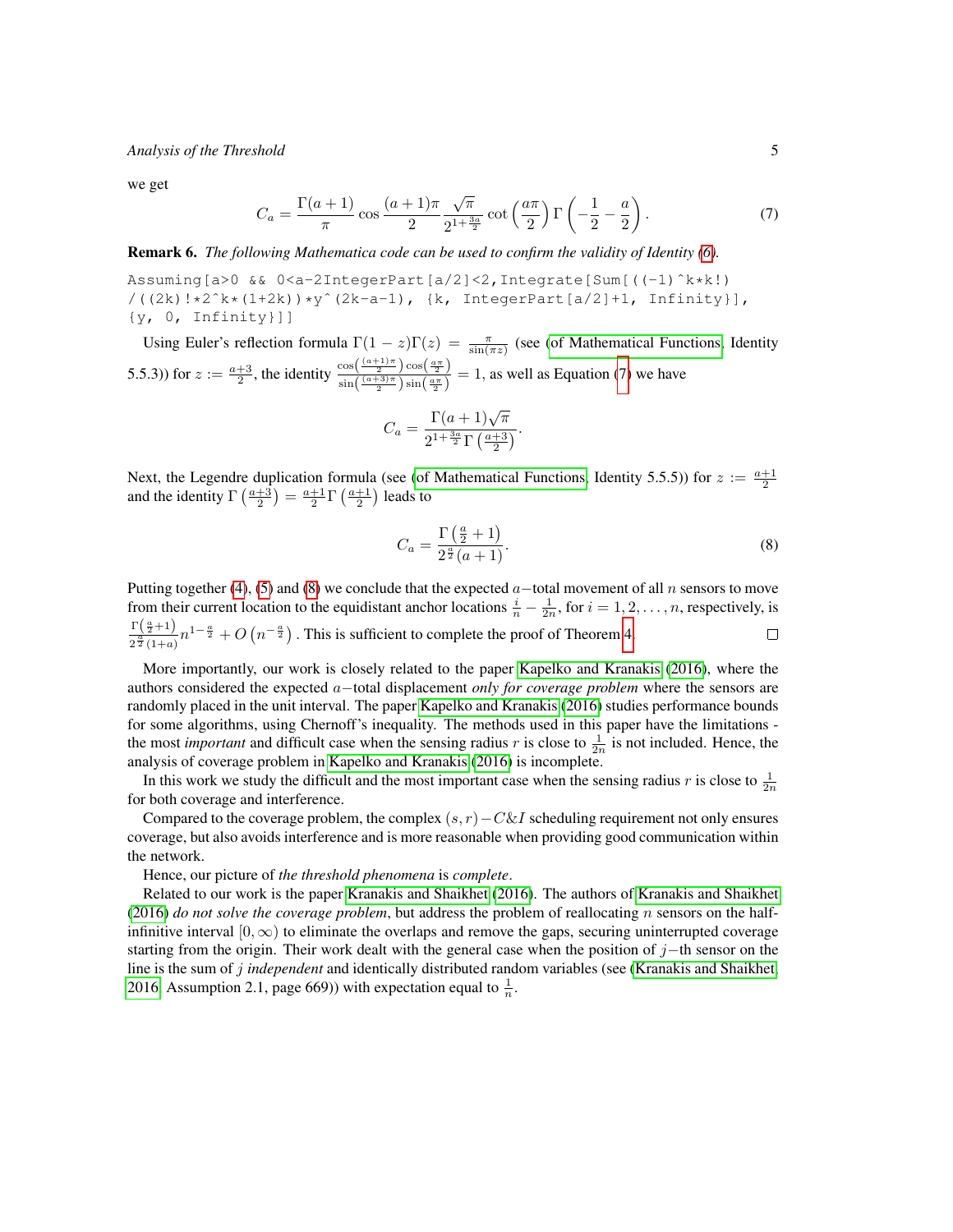we get

$$C_a = \frac{\Gamma(a+1)}{\pi} \cos \frac{(a+1)\pi}{2} \frac{\sqrt{\pi}}{2^{1+\frac{3a}{2}}} \cot\left(\frac{a\pi}{2}\right) \Gamma\left(-\frac{1}{2} - \frac{a}{2}\right). \tag{7}$$

**Remark 6.** *The following Mathematica code can be used to confirm the validity of Identity (6).*

```
Assuming[a>0 && 0<a-2IntegerPart[a/2]<2,Integrate[Sum[((-1)^k*k!)
/((2k)!*2^k*(1+2k))*y^(2k-a-1), {k, IntegerPart[a/2]+1, Infinity}],
{y, 0, Infinity}]]
```

Using Euler's reflection formula $\Gamma(1-z)\Gamma(z) = \frac{\pi}{\sin(\pi z)}$ (see (of Mathematical Functions, Identity 5.5.3)) for $z := \frac{a+3}{2}$, the identity $\frac{\cos\left(\frac{(a+1)\pi}{2}\right)\cos\left(\frac{a\pi}{2}\right)}{\sin\left(\frac{(a+3)\pi}{2}\right)\sin\left(\frac{a\pi}{2}\right)} = 1$, as well as Equation (7) we have

$$C_a = \frac{\Gamma(a+1)\sqrt{\pi}}{2^{1+\frac{3a}{2}}\Gamma\left(\frac{a+3}{2}\right)}.$$

Next, the Legendre duplication formula (see (of Mathematical Functions, Identity 5.5.5)) for $z := \frac{a+1}{2}$ and the identity $\Gamma\left(\frac{a+3}{2}\right) = \frac{a+1}{2}\Gamma\left(\frac{a+1}{2}\right)$ leads to

$$C_a = \frac{\Gamma\left(\frac{a}{2}+1\right)}{2^{\frac{a}{2}}(a+1)}. \tag{8}$$

Putting together (4), (5) and (8) we conclude that the expected $a-$total movement of all $n$ sensors to move from their current location to the equidistant anchor locations $\frac{i}{n} - \frac{1}{2n}$, for $i = 1, 2, \ldots, n$, respectively, is $\frac{\Gamma\left(\frac{a}{2}+1\right)}{2^{\frac{a}{2}}(1+a)} n^{1-\frac{a}{2}} + O\left(n^{-\frac{a}{2}}\right)$. This is sufficient to complete the proof of Theorem 4. ☐

More importantly, our work is closely related to the paper Kapelko and Kranakis (2016), where the authors considered the expected $a-$total displacement *only for coverage problem* where the sensors are randomly placed in the unit interval. The paper Kapelko and Kranakis (2016) studies performance bounds for some algorithms, using Chernoff's inequality. The methods used in this paper have the limitations - the most *important* and difficult case when the sensing radius $r$ is close to $\frac{1}{2n}$ is not included. Hence, the analysis of coverage problem in Kapelko and Kranakis (2016) is incomplete.

In this work we study the difficult and the most important case when the sensing radius $r$ is close to $\frac{1}{2n}$ for both coverage and interference.

Compared to the coverage problem, the complex $(s,r)-C\&I$ scheduling requirement not only ensures coverage, but also avoids interference and is more reasonable when providing good communication within the network.

Hence, our picture of *the threshold phenomena* is *complete*.

Related to our work is the paper Kranakis and Shaikhet (2016). The authors of Kranakis and Shaikhet (2016) *do not solve the coverage problem*, but address the problem of reallocating $n$ sensors on the half-infinitive interval $[0, \infty)$ to eliminate the overlaps and remove the gaps, securing uninterrupted coverage starting from the origin. Their work dealt with the general case when the position of $j-$th sensor on the line is the sum of $j$ *independent* and identically distributed random variables (see (Kranakis and Shaikhet, 2016, Assumption 2.1, page 669)) with expectation equal to $\frac{1}{n}$.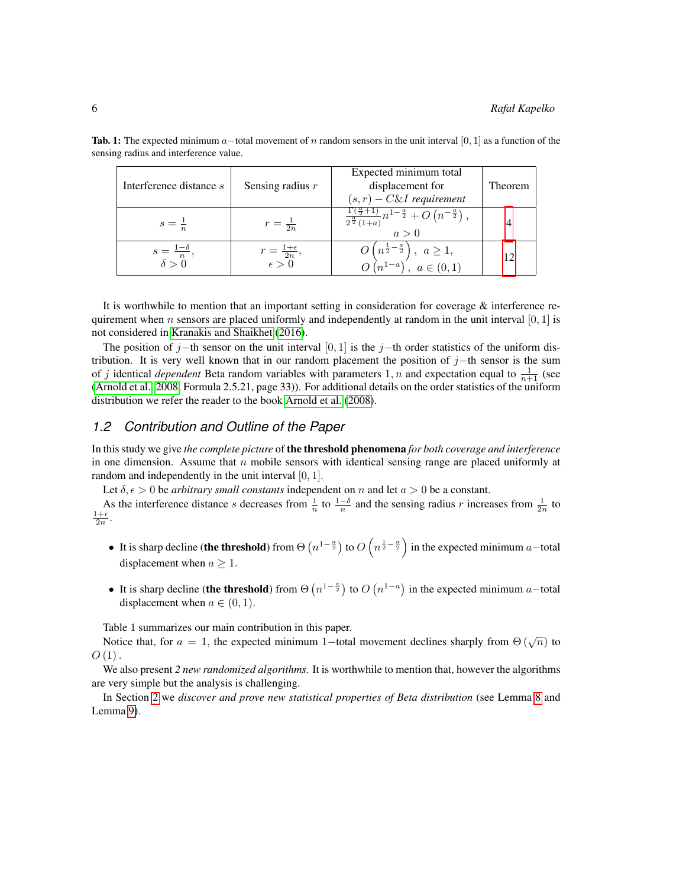**Tab. 1:** The expected minimum $a-$total movement of $n$ random sensors in the unit interval $[0,1]$ as a function of the sensing radius and interference value.

| Interference distance $s$ | Sensing radius $r$ | Expected minimum total displacement for $(s,r)-C\&I$ *requirement* | Theorem |
|---|---|---|---|
| $s=\frac{1}{n}$ | $r=\frac{1}{2n}$ | $\frac{\Gamma(\frac{a}{2}+1)}{2^{\frac{a}{2}}(1+a)}n^{1-\frac{a}{2}}+O\left(n^{-\frac{a}{2}}\right)$, $a>0$ | 4 |
| $s=\frac{1-\delta}{n}$, $\delta>0$ | $r=\frac{1+\epsilon}{2n}$, $\epsilon>0$ | $O\left(n^{\frac{1}{2}-\frac{a}{2}}\right),\ a\ge 1$, $O\left(n^{1-a}\right),\ a\in(0,1)$ | 12 |

It is worthwhile to mention that an important setting in consideration for coverage & interference requirement when $n$ sensors are placed uniformly and independently at random in the unit interval $[0,1]$ is not considered in Kranakis and Shaikhet (2016).

The position of $j-$th sensor on the unit interval $[0,1]$ is the $j-$th order statistics of the uniform distribution. It is very well known that in our random placement the position of $j-$th sensor is the sum of $j$ identical *dependent* Beta random variables with parameters $1,n$ and expectation equal to $\frac{1}{n+1}$ (see (Arnold et al., 2008, Formula 2.5.21, page 33)). For additional details on the order statistics of the uniform distribution we refer the reader to the book Arnold et al. (2008).

## 1.2 Contribution and Outline of the Paper

In this study we give *the complete picture* of **the threshold phenomena** *for both coverage and interference* in one dimension. Assume that $n$ mobile sensors with identical sensing range are placed uniformly at random and independently in the unit interval $[0,1]$.

Let $\delta,\epsilon>0$ be *arbitrary small constants* independent on $n$ and let $a>0$ be a constant.

As the interference distance $s$ decreases from $\frac{1}{n}$ to $\frac{1-\delta}{n}$ and the sensing radius $r$ increases from $\frac{1}{2n}$ to $\frac{1+\epsilon}{2n}$.

- It is sharp decline (**the threshold**) from $\Theta\left(n^{1-\frac{a}{2}}\right)$ to $O\left(n^{\frac{1}{2}-\frac{a}{2}}\right)$ in the expected minimum $a-$total displacement when $a\ge 1$.
- It is sharp decline (**the threshold**) from $\Theta\left(n^{1-\frac{a}{2}}\right)$ to $O\left(n^{1-a}\right)$ in the expected minimum $a-$total displacement when $a\in(0,1)$.

Table 1 summarizes our main contribution in this paper.

Notice that, for $a=1$, the expected minimum $1-$total movement declines sharply from $\Theta\left(\sqrt{n}\right)$ to $O(1)$.

We also present *2 new randomized algorithms.* It is worthwhile to mention that, however the algorithms are very simple but the analysis is challenging.

In Section 2 we *discover and prove new statistical properties of Beta distribution* (see Lemma 8 and Lemma 9).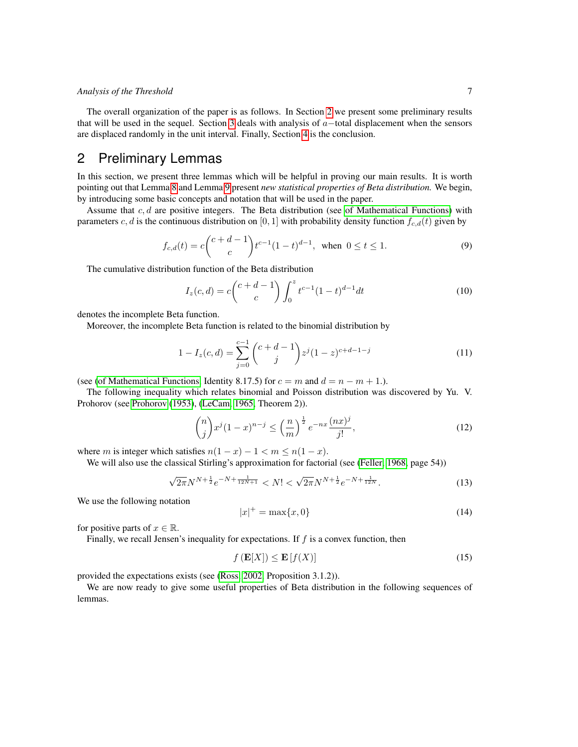The overall organization of the paper is as follows. In Section 2 we present some preliminary results that will be used in the sequel. Section 3 deals with analysis of $a-$total displacement when the sensors are displaced randomly in the unit interval. Finally, Section 4 is the conclusion.

## 2 Preliminary Lemmas

In this section, we present three lemmas which will be helpful in proving our main results. It is worth pointing out that Lemma 8 and Lemma 9 present *new statistical properties of Beta distribution.* We begin, by introducing some basic concepts and notation that will be used in the paper.

Assume that $c, d$ are positive integers. The Beta distribution (see of Mathematical Functions) with parameters $c, d$ is the continuous distribution on $[0,1]$ with probability density function $f_{c,d}(t)$ given by

$$f_{c,d}(t) = c\binom{c+d-1}{c} t^{c-1}(1-t)^{d-1}, \text{ when } 0 \le t \le 1. \tag{9}$$

The cumulative distribution function of the Beta distribution

$$I_z(c,d) = c\binom{c+d-1}{c}\int_0^z t^{c-1}(1-t)^{d-1}dt \tag{10}$$

denotes the incomplete Beta function.

Moreover, the incomplete Beta function is related to the binomial distribution by

$$1 - I_z(c,d) = \sum_{j=0}^{c-1}\binom{c+d-1}{j} z^j (1-z)^{c+d-1-j} \tag{11}$$

(see (of Mathematical Functions, Identity 8.17.5) for $c = m$ and $d = n - m + 1$.).

The following inequality which relates binomial and Poisson distribution was discovered by Yu. V. Prohorov (see Prohorov (1953), (LeCam, 1965, Theorem 2)).

$$\binom{n}{j} x^j (1-x)^{n-j} \le \left(\frac{n}{m}\right)^{\frac{1}{2}} e^{-nx}\frac{(nx)^j}{j!}, \tag{12}$$

where $m$ is integer which satisfies $n(1-x) - 1 < m \le n(1-x)$.

We will also use the classical Stirling's approximation for factorial (see (Feller, 1968, page 54))

$$\sqrt{2\pi}N^{N+\frac{1}{2}}e^{-N+\frac{1}{12N+1}} < N! < \sqrt{2\pi}N^{N+\frac{1}{2}}e^{-N+\frac{1}{12N}}. \tag{13}$$

We use the following notation

$$|x|^+ = \max\{x, 0\} \tag{14}$$

for positive parts of $x \in \mathbb{R}$.

Finally, we recall Jensen's inequality for expectations. If $f$ is a convex function, then

$$f\left(\mathbf{E}[X]\right) \le \mathbf{E}\left[f(X)\right] \tag{15}$$

provided the expectations exists (see (Ross, 2002, Proposition 3.1.2)).

We are now ready to give some useful properties of Beta distribution in the following sequences of lemmas.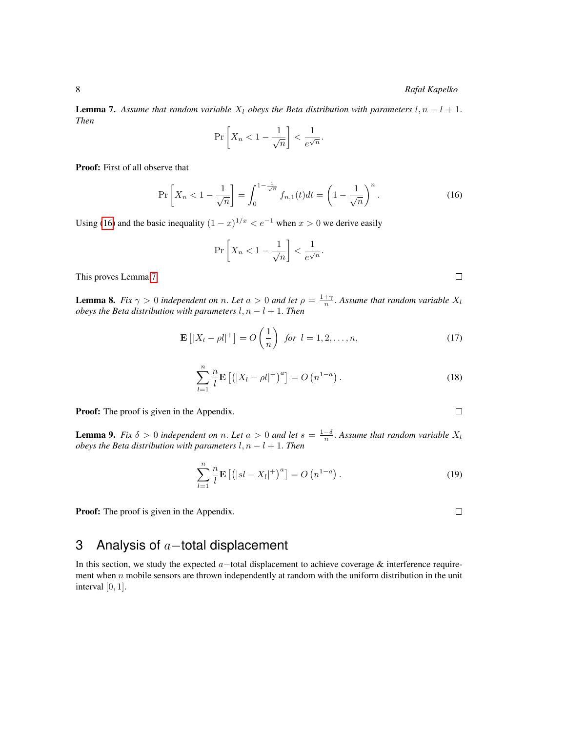**Lemma 7.** *Assume that random variable $X_l$ obeys the Beta distribution with parameters $l, n-l+1$. Then*

$$\Pr\left[X_n < 1 - \frac{1}{\sqrt{n}}\right] < \frac{1}{e^{\sqrt{n}}}.$$

**Proof:** First of all observe that

$$\Pr\left[X_n < 1 - \frac{1}{\sqrt{n}}\right] = \int_0^{1-\frac{1}{\sqrt{n}}} f_{n,1}(t)dt = \left(1 - \frac{1}{\sqrt{n}}\right)^n. \tag{16}$$

Using (16) and the basic inequality $(1-x)^{1/x} < e^{-1}$ when $x > 0$ we derive easily

$$\Pr\left[X_n < 1 - \frac{1}{\sqrt{n}}\right] < \frac{1}{e^{\sqrt{n}}}.$$

This proves Lemma 7. □

**Lemma 8.** *Fix $\gamma > 0$ independent on $n$. Let $a > 0$ and let $\rho = \frac{1+\gamma}{n}$. Assume that random variable $X_l$ obeys the Beta distribution with parameters $l, n-l+1$. Then*

$$\mathbf{E}\left[|X_l - \rho l|^+\right] = O\left(\frac{1}{n}\right) \ \ \textit{for} \ \ l = 1, 2, \ldots, n, \tag{17}$$

$$\sum_{l=1}^{n} \frac{n}{l} \mathbf{E}\left[\left(|X_l - \rho l|^+\right)^a\right] = O\left(n^{1-a}\right). \tag{18}$$

**Proof:** The proof is given in the Appendix. □

**Lemma 9.** *Fix $\delta > 0$ independent on $n$. Let $a > 0$ and let $s = \frac{1-\delta}{n}$. Assume that random variable $X_l$ obeys the Beta distribution with parameters $l, n-l+1$. Then*

$$\sum_{l=1}^{n} \frac{n}{l} \mathbf{E}\left[\left(|sl - X_l|^+\right)^a\right] = O\left(n^{1-a}\right). \tag{19}$$

**Proof:** The proof is given in the Appendix. □

## 3 Analysis of $a-$total displacement

In this section, we study the expected $a-$total displacement to achieve coverage & interference requirement when $n$ mobile sensors are thrown independently at random with the uniform distribution in the unit interval $[0, 1]$.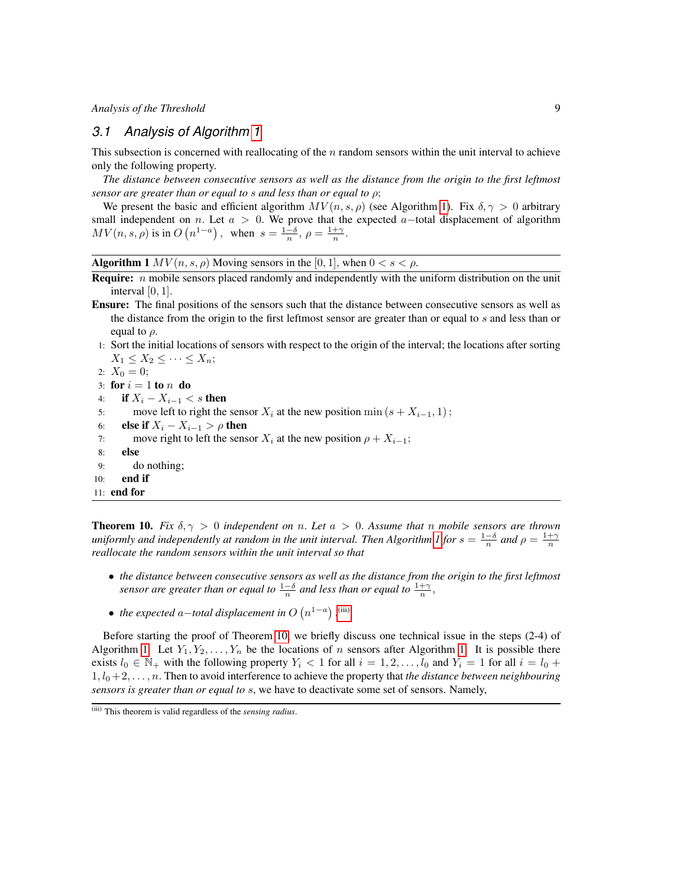### 3.1 Analysis of Algorithm 1

This subsection is concerned with reallocating of the $n$ random sensors within the unit interval to achieve only the following property.

*The distance between consecutive sensors as well as the distance from the origin to the first leftmost sensor are greater than or equal to $s$ and less than or equal to $\rho$;*

We present the basic and efficient algorithm $MV(n,s,\rho)$ (see Algorithm 1). Fix $\delta,\gamma>0$ arbitrary small independent on $n$. Let $a>0$. We prove that the expected $a-$total displacement of algorithm $MV(n,s,\rho)$ is in $O\left(n^{1-a}\right)$, when $s=\frac{1-\delta}{n}$, $\rho=\frac{1+\gamma}{n}$.

**Algorithm 1** $MV(n,s,\rho)$ Moving sensors in the $[0,1]$, when $0<s<\rho$.

**Require:** $n$ mobile sensors placed randomly and independently with the uniform distribution on the unit interval $[0,1]$.

**Ensure:** The final positions of the sensors such that the distance between consecutive sensors as well as the distance from the origin to the first leftmost sensor are greater than or equal to $s$ and less than or equal to $\rho$.

1: Sort the initial locations of sensors with respect to the origin of the interval; the locations after sorting $X_1\le X_2\le\dots\le X_n$;
2: $X_0=0$;
3: **for** $i=1$ **to** $n$ **do**
4: &nbsp;&nbsp;&nbsp;&nbsp;**if** $X_i-X_{i-1}<s$ **then**
5: &nbsp;&nbsp;&nbsp;&nbsp;&nbsp;&nbsp;&nbsp;&nbsp;move left to right the sensor $X_i$ at the new position $\min\left(s+X_{i-1},1\right)$;
6: &nbsp;&nbsp;&nbsp;&nbsp;**else if** $X_i-X_{i-1}>\rho$ **then**
7: &nbsp;&nbsp;&nbsp;&nbsp;&nbsp;&nbsp;&nbsp;&nbsp;move right to left the sensor $X_i$ at the new position $\rho+X_{i-1}$;
8: &nbsp;&nbsp;&nbsp;&nbsp;**else**
9: &nbsp;&nbsp;&nbsp;&nbsp;&nbsp;&nbsp;&nbsp;&nbsp;do nothing;
10: &nbsp;&nbsp;&nbsp;&nbsp;**end if**
11: **end for**

**Theorem 10.** *Fix $\delta,\gamma>0$ independent on $n$. Let $a>0$. Assume that $n$ mobile sensors are thrown uniformly and independently at random in the unit interval. Then Algorithm 1 for $s=\frac{1-\delta}{n}$ and $\rho=\frac{1+\gamma}{n}$ reallocate the random sensors within the unit interval so that*

- *the distance between consecutive sensors as well as the distance from the origin to the first leftmost sensor are greater than or equal to $\frac{1-\delta}{n}$ and less than or equal to $\frac{1+\gamma}{n}$,*
- *the expected $a-$total displacement in $O\left(n^{1-a}\right)$.*[iii]

Before starting the proof of Theorem 10, we briefly discuss one technical issue in the steps (2-4) of Algorithm 1. Let $Y_1,Y_2,\dots,Y_n$ be the locations of $n$ sensors after Algorithm 1. It is possible there exists $l_0\in\mathbb{N}_+$ with the following property $Y_i<1$ for all $i=1,2,\dots,l_0$ and $Y_i=1$ for all $i=l_0+1,l_0+2,\dots,n$. Then to avoid interference to achieve the property that *the distance between neighbouring sensors is greater than or equal to $s$*, we have to deactivate some set of sensors. Namely,

[iii] This theorem is valid regardless of the *sensing radius*.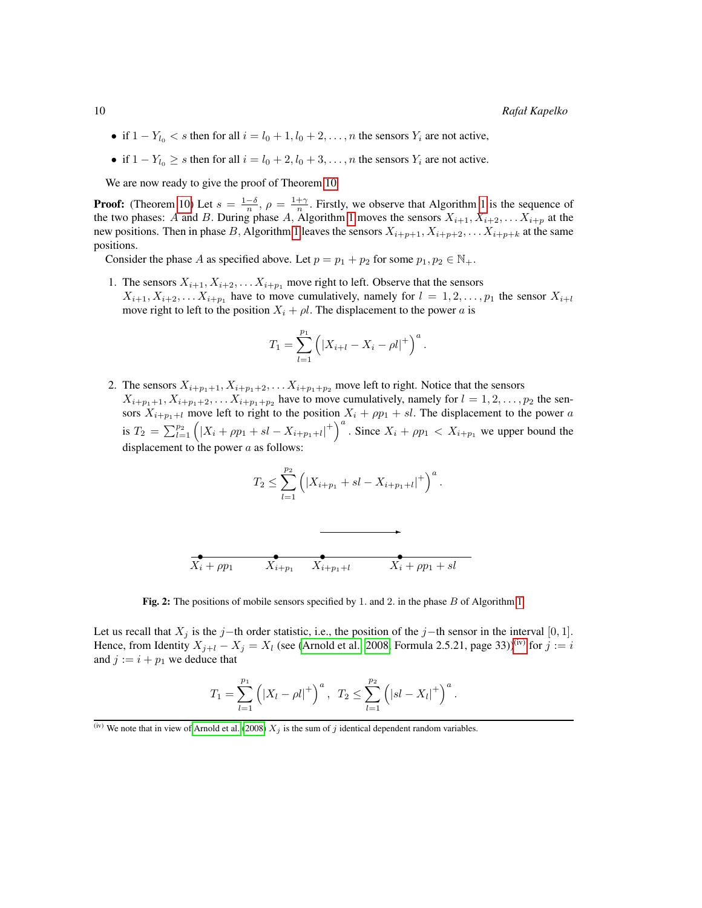- if $1 - Y_{l_0} < s$ then for all $i = l_0 + 1, l_0 + 2, \ldots, n$ the sensors $Y_i$ are not active,
- if $1 - Y_{l_0} \geq s$ then for all $i = l_0 + 2, l_0 + 3, \ldots, n$ the sensors $Y_i$ are not active.

We are now ready to give the proof of Theorem 10.

**Proof:** (Theorem 10) Let $s = \frac{1-\delta}{n}$, $\rho = \frac{1+\gamma}{n}$. Firstly, we observe that Algorithm 1 is the sequence of the two phases: $A$ and $B$. During phase $A$, Algorithm 1 moves the sensors $X_{i+1}, X_{i+2}, \ldots X_{i+p}$ at the new positions. Then in phase $B$, Algorithm 1 leaves the sensors $X_{i+p+1}, X_{i+p+2}, \ldots X_{i+p+k}$ at the same positions.

Consider the phase $A$ as specified above. Let $p = p_1 + p_2$ for some $p_1, p_2 \in \mathbb{N}_+$.

1. The sensors $X_{i+1}, X_{i+2}, \ldots X_{i+p_1}$ move right to left. Observe that the sensors $X_{i+1}, X_{i+2}, \ldots X_{i+p_1}$ have to move cumulatively, namely for $l = 1, 2, \ldots, p_1$ the sensor $X_{i+l}$ move right to left to the position $X_i + \rho l$. The displacement to the power $a$ is

$$T_1 = \sum_{l=1}^{p_1} \left( |X_{i+l} - X_i - \rho l|^+ \right)^a.$$

2. The sensors $X_{i+p_1+1}, X_{i+p_1+2}, \ldots X_{i+p_1+p_2}$ move left to right. Notice that the sensors $X_{i+p_1+1}, X_{i+p_1+2}, \ldots X_{i+p_1+p_2}$ have to move cumulatively, namely for $l = 1, 2, \ldots, p_2$ the sensors $X_{i+p_1+l}$ move left to right to the position $X_i + \rho p_1 + sl$. The displacement to the power $a$ is $T_2 = \sum_{l=1}^{p_2} \left( |X_i + \rho p_1 + sl - X_{i+p_1+l}|^+ \right)^a$. Since $X_i + \rho p_1 < X_{i+p_1}$ we upper bound the displacement to the power $a$ as follows:

$$T_2 \leq \sum_{l=1}^{p_2} \left( |X_{i+p_1} + sl - X_{i+p_1+l}|^+ \right)^a.$$

Fig. 2: The positions of mobile sensors specified by 1. and 2. in the phase $B$ of Algorithm 1.

Let us recall that $X_j$ is the $j-$th order statistic, i.e., the position of the $j-$th sensor in the interval $[0, 1]$. Hence, from Identity $X_{j+l} - X_j = X_l$ (see (Arnold et al. 2008, Formula 2.5.21, page 33))[iv] for $j := i$ and $j := i + p_1$ we deduce that

$$T_1 = \sum_{l=1}^{p_1} \left( |X_l - \rho l|^+ \right)^a, \quad T_2 \leq \sum_{l=1}^{p_2} \left( |sl - X_l|^+ \right)^a.$$

[iv] We note that in view of Arnold et al. (2008) $X_j$ is the sum of $j$ identical dependent random variables.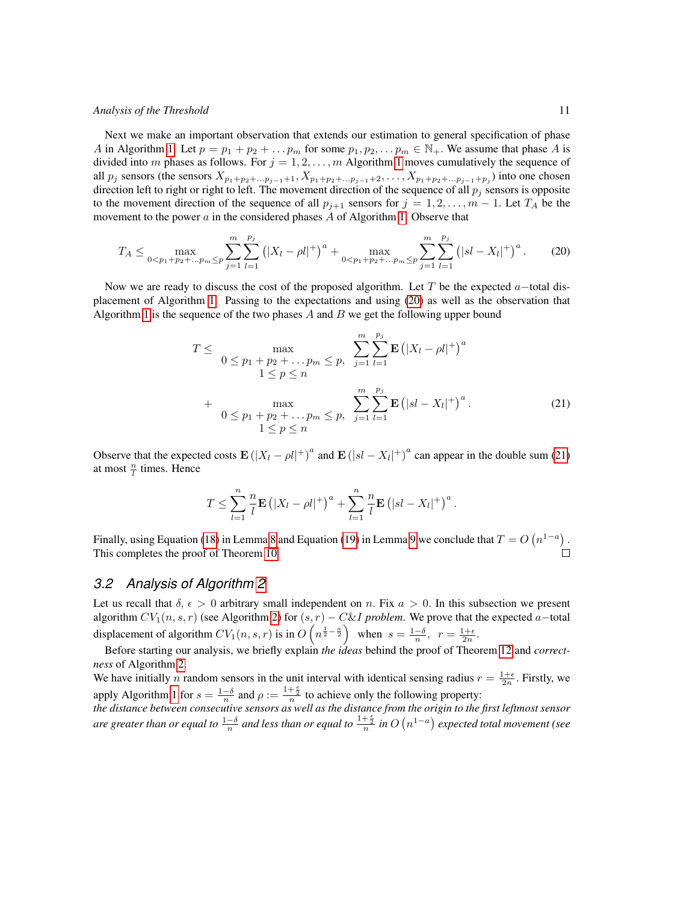Next we make an important observation that extends our estimation to general specification of phase $A$ in Algorithm 1. Let $p = p_1 + p_2 + \dots p_m$ for some $p_1, p_2, \dots p_m \in \mathbb{N}_+$. We assume that phase $A$ is divided into $m$ phases as follows. For $j = 1, 2, \dots, m$ Algorithm 1 moves cumulatively the sequence of all $p_j$ sensors (the sensors $X_{p_1+p_2+\dots p_{j-1}+1}, X_{p_1+p_2+\dots p_{j-1}+2}, \dots, X_{p_1+p_2+\dots p_{j-1}+p_j}$) into one chosen direction left to right or right to left. The movement direction of the sequence of all $p_j$ sensors is opposite to the movement direction of the sequence of all $p_{j+1}$ sensors for $j = 1, 2, \dots, m-1$. Let $T_A$ be the movement to the power $a$ in the considered phases $A$ of Algorithm 1. Observe that

$$
T_A \le \max_{0<p_1+p_2+\dots p_m \le p} \sum_{j=1}^{m} \sum_{l=1}^{p_j} \left( |X_l - \rho l|^+ \right)^a + \max_{0<p_1+p_2+\dots p_m \le p} \sum_{j=1}^{m} \sum_{l=1}^{p_j} \left( |sl - X_l|^+ \right)^a . \tag{20}
$$

Now we are ready to discuss the cost of the proposed algorithm. Let $T$ be the expected $a-$total displacement of Algorithm 1. Passing to the expectations and using (20) as well as the observation that Algorithm 1 is the sequence of the two phases $A$ and $B$ we get the following upper bound

$$
\begin{aligned}
T \le & \max_{\substack{0 \le p_1 + p_2 + \dots p_m \le p, \\ 1 \le p \le n}} \sum_{j=1}^{m} \sum_{l=1}^{p_j} \mathbf{E} \left( |X_l - \rho l|^+ \right)^a \\
+ & \max_{\substack{0 \le p_1 + p_2 + \dots p_m \le p, \\ 1 \le p \le n}} \sum_{j=1}^{m} \sum_{l=1}^{p_j} \mathbf{E} \left( |sl - X_l|^+ \right)^a .
\end{aligned} \tag{21}
$$

Observe that the expected costs $\mathbf{E} \left( |X_l - \rho l|^+ \right)^a$ and $\mathbf{E} \left( |sl - X_l|^+ \right)^a$ can appear in the double sum (21) at most $\frac{n}{l}$ times. Hence

$$
T \le \sum_{l=1}^{n} \frac{n}{l} \mathbf{E} \left( |X_l - \rho l|^+ \right)^a + \sum_{l=1}^{n} \frac{n}{l} \mathbf{E} \left( |sl - X_l|^+ \right)^a .
$$

Finally, using Equation (18) in Lemma 8 and Equation (19) in Lemma 9 we conclude that $T = O\left(n^{1-a}\right)$. This completes the proof of Theorem 10. $\square$

## 3.2 Analysis of Algorithm 2

Let us recall that $\delta$, $\epsilon > 0$ arbitrary small independent on $n$. Fix $a > 0$. In this subsection we present algorithm $CV_1(n, s, r)$ (see Algorithm 2) for $(s, r) - C\&I$ *problem.* We prove that the expected $a-$total displacement of algorithm $CV_1(n, s, r)$ is in $O\left(n^{\frac{1}{2}-\frac{a}{2}}\right)$ when $s = \frac{1-\delta}{n}$, $r = \frac{1+\epsilon}{2n}$.

Before starting our analysis, we briefly explain *the ideas* behind the proof of Theorem 12 and *correctness* of Algorithm 2.

We have initially $n$ random sensors in the unit interval with identical sensing radius $r = \frac{1+\epsilon}{2n}$. Firstly, we apply Algorithm 1 for $s = \frac{1-\delta}{n}$ and $\rho := \frac{1+\frac{\epsilon}{2}}{n}$ to achieve only the following property: *the distance between consecutive sensors as well as the distance from the origin to the first leftmost sensor are greater than or equal to* $\frac{1-\delta}{n}$ *and less than or equal to* $\frac{1+\frac{\epsilon}{2}}{n}$ *in* $O\left(n^{1-a}\right)$ *expected total movement (see*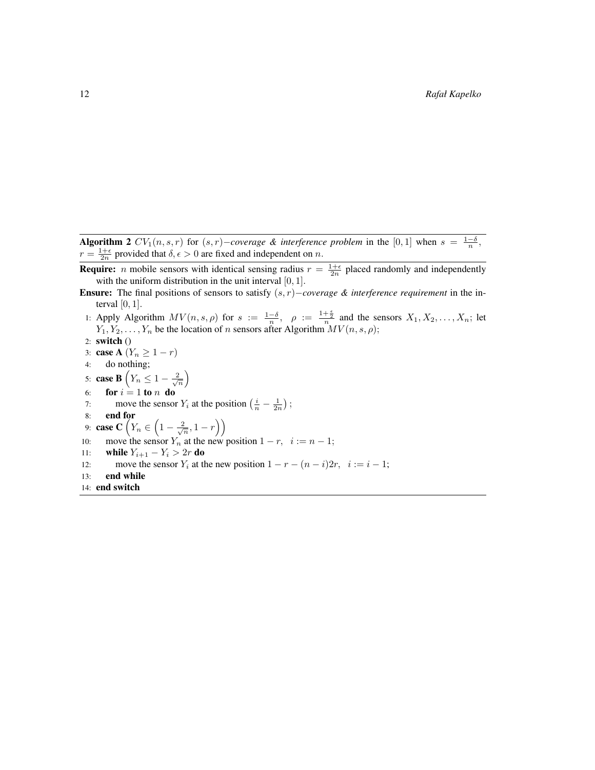**Algorithm 2** $CV_1(n, s, r)$ for $(s, r)-$*coverage & interference problem* in the $[0, 1]$ when $s = \frac{1-\delta}{n}$, $r = \frac{1+\epsilon}{2n}$ provided that $\delta, \epsilon > 0$ are fixed and independent on $n$.

**Require:** $n$ mobile sensors with identical sensing radius $r = \frac{1+\epsilon}{2n}$ placed randomly and independently with the uniform distribution in the unit interval $[0, 1]$.

**Ensure:** The final positions of sensors to satisfy $(s, r)-$*coverage & interference requirement* in the interval $[0, 1]$.

```
1:  Apply Algorithm MV(n, s, ρ) for s := (1−δ)/n,  ρ := (1+ε/2)/n and the sensors X_1, X_2, ..., X_n; let
    Y_1, Y_2, ..., Y_n be the location of n sensors after Algorithm MV(n, s, ρ);
2:  switch ()
3:  case A (Y_n ≥ 1 − r)
4:     do nothing;
5:  case B (Y_n ≤ 1 − 2/√n)
6:     for i = 1 to n do
7:        move the sensor Y_i at the position (i/n − 1/(2n));
8:     end for
9:  case C (Y_n ∈ (1 − 2/√n, 1 − r))
10:    move the sensor Y_n at the new position 1 − r,   i := n − 1;
11:    while Y_{i+1} − Y_i > 2r do
12:       move the sensor Y_i at the new position 1 − r − (n − i)2r,   i := i − 1;
13:    end while
14: end switch
```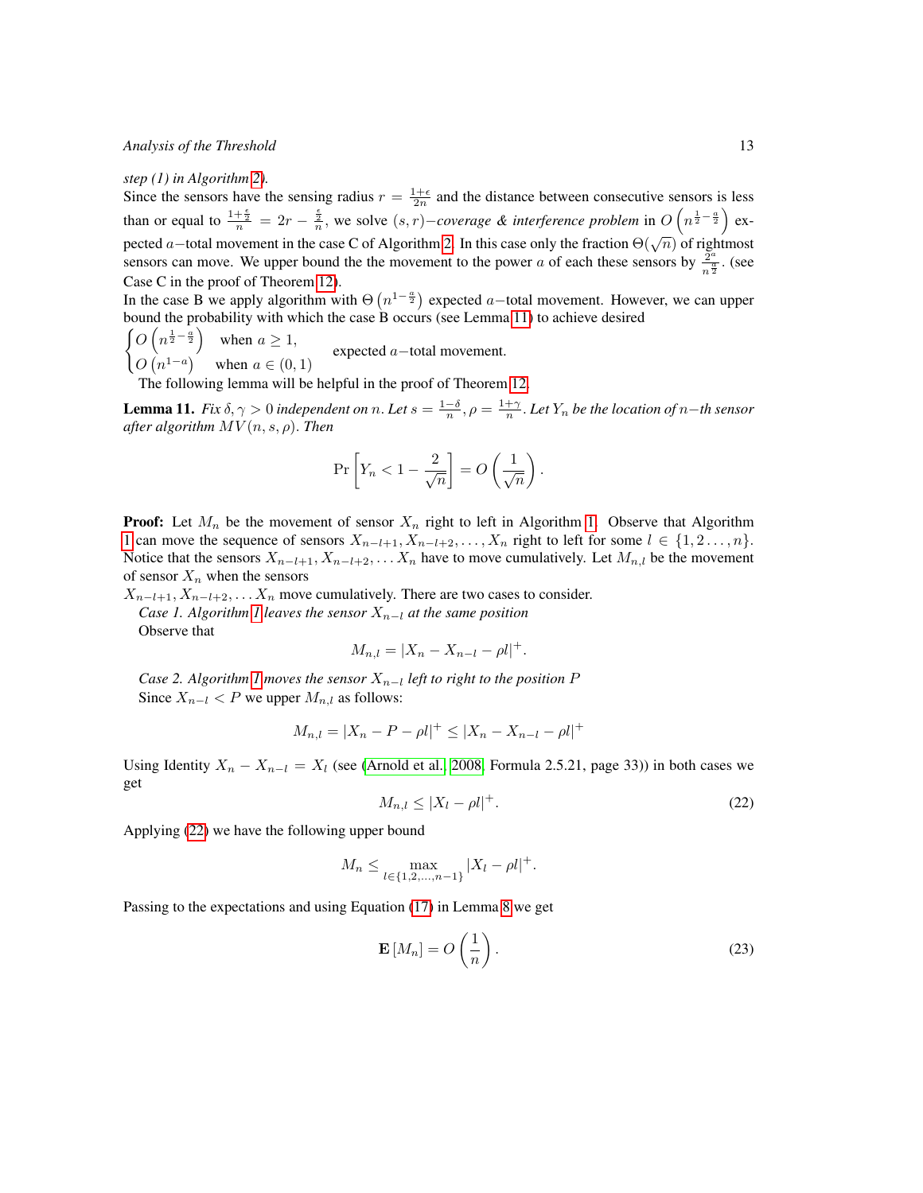*step (1) in Algorithm 2).*

Since the sensors have the sensing radius $r = \frac{1+\epsilon}{2n}$ and the distance between consecutive sensors is less than or equal to $\frac{1+\frac{\epsilon}{2}}{n} = 2r - \frac{\frac{\epsilon}{2}}{n}$, we solve $(s,r)-$*coverage & interference problem* in $O\left(n^{\frac{1}{2}-\frac{a}{2}}\right)$ expected $a-$total movement in the case C of Algorithm 2. In this case only the fraction $\Theta(\sqrt{n})$ of rightmost sensors can move. We upper bound the the movement to the power $a$ of each these sensors by $\frac{2^a}{n^{\frac{a}{2}}}$. (see Case C in the proof of Theorem 12).

In the case B we apply algorithm with $\Theta\left(n^{1-\frac{a}{2}}\right)$ expected $a-$total movement. However, we can upper bound the probability with which the case B occurs (see Lemma 11) to achieve desired

$$\begin{cases} O\left(n^{\frac{1}{2}-\frac{a}{2}}\right) & \text{when } a \geq 1, \\ O\left(n^{1-a}\right) & \text{when } a \in (0,1) \end{cases} \quad \text{expected } a-\text{total movement.}$$

The following lemma will be helpful in the proof of Theorem 12.

**Lemma 11.** *Fix $\delta, \gamma > 0$ independent on $n$. Let $s = \frac{1-\delta}{n}, \rho = \frac{1+\gamma}{n}$. Let $Y_n$ be the location of $n-$th sensor after algorithm $MV(n,s,\rho)$. Then*

$$\Pr\left[Y_n < 1 - \frac{2}{\sqrt{n}}\right] = O\left(\frac{1}{\sqrt{n}}\right).$$

**Proof:** Let $M_n$ be the movement of sensor $X_n$ right to left in Algorithm 1. Observe that Algorithm 1 can move the sequence of sensors $X_{n-l+1}, X_{n-l+2}, \dots, X_n$ right to left for some $l \in \{1, 2 \dots, n\}$. Notice that the sensors $X_{n-l+1}, X_{n-l+2}, \dots X_n$ have to move cumulatively. Let $M_{n,l}$ be the movement of sensor $X_n$ when the sensors

$X_{n-l+1}, X_{n-l+2}, \dots X_n$ move cumulatively. There are two cases to consider.

*Case 1. Algorithm 1 leaves the sensor $X_{n-l}$ at the same position*

Observe that

$$M_{n,l} = |X_n - X_{n-l} - \rho l|^+.$$

*Case 2. Algorithm 1 moves the sensor $X_{n-l}$ left to right to the position $P$*

Since $X_{n-l} < P$ we upper $M_{n,l}$ as follows:

$$M_{n,l} = |X_n - P - \rho l|^+ \leq |X_n - X_{n-l} - \rho l|^+$$

Using Identity $X_n - X_{n-l} = X_l$ (see (Arnold et al. 2008, Formula 2.5.21, page 33)) in both cases we get

$$M_{n,l} \leq |X_l - \rho l|^+. \tag{22}$$

Applying (22) we have the following upper bound

$$M_n \leq \max_{l \in \{1,2,\dots,n-1\}} |X_l - \rho l|^+.$$

Passing to the expectations and using Equation (17) in Lemma 8 we get

$$\mathbf{E}\left[M_n\right] = O\left(\frac{1}{n}\right). \tag{23}$$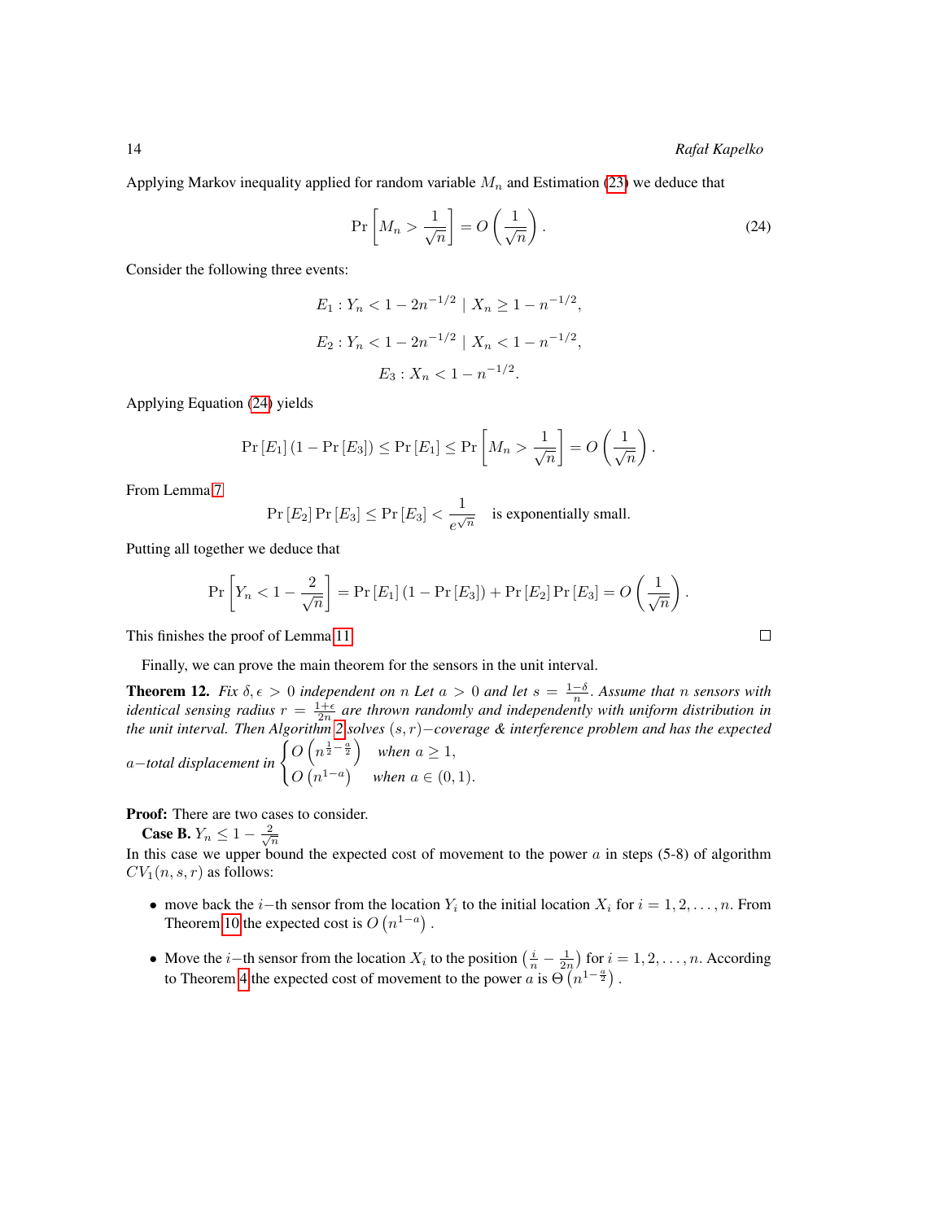Applying Markov inequality applied for random variable $M_n$ and Estimation (23) we deduce that

$$\Pr\left[M_n > \frac{1}{\sqrt{n}}\right] = O\left(\frac{1}{\sqrt{n}}\right). \tag{24}$$

Consider the following three events:

$$E_1 : Y_n < 1 - 2n^{-1/2} \mid X_n \ge 1 - n^{-1/2},$$

$$E_2 : Y_n < 1 - 2n^{-1/2} \mid X_n < 1 - n^{-1/2},$$

$$E_3 : X_n < 1 - n^{-1/2}.$$

Applying Equation (24) yields

$$\Pr[E_1](1 - \Pr[E_3]) \le \Pr[E_1] \le \Pr\left[M_n > \frac{1}{\sqrt{n}}\right] = O\left(\frac{1}{\sqrt{n}}\right).$$

From Lemma 7

$$\Pr[E_2]\Pr[E_3] \le \Pr[E_3] < \frac{1}{e^{\sqrt{n}}} \quad \text{is exponentially small.}$$

Putting all together we deduce that

$$\Pr\left[Y_n < 1 - \frac{2}{\sqrt{n}}\right] = \Pr[E_1](1 - \Pr[E_3]) + \Pr[E_2]\Pr[E_3] = O\left(\frac{1}{\sqrt{n}}\right).$$

This finishes the proof of Lemma 11. □

Finally, we can prove the main theorem for the sensors in the unit interval.

**Theorem 12.** *Fix $\delta, \epsilon > 0$ independent on $n$ Let $a > 0$ and let $s = \frac{1-\delta}{n}$. Assume that $n$ sensors with identical sensing radius $r = \frac{1+\epsilon}{2n}$ are thrown randomly and independently with uniform distribution in the unit interval. Then Algorithm 2 solves $(s, r)-$coverage & interference problem and has the expected $a-$total displacement in* $\begin{cases} O\left(n^{\frac{1}{2}-\frac{a}{2}}\right) & \text{when } a \ge 1, \\ O\left(n^{1-a}\right) & \text{when } a \in (0, 1). \end{cases}$

**Proof:** There are two cases to consider.

**Case B.** $Y_n \le 1 - \frac{2}{\sqrt{n}}$

In this case we upper bound the expected cost of movement to the power $a$ in steps (5-8) of algorithm $CV_1(n, s, r)$ as follows:

- move back the $i-$th sensor from the location $Y_i$ to the initial location $X_i$ for $i = 1, 2, \ldots, n$. From Theorem 10 the expected cost is $O\left(n^{1-a}\right)$.
- Move the $i-$th sensor from the location $X_i$ to the position $\left(\frac{i}{n} - \frac{1}{2n}\right)$ for $i = 1, 2, \ldots, n$. According to Theorem 4 the expected cost of movement to the power $a$ is $\Theta\left(n^{1-\frac{a}{2}}\right)$.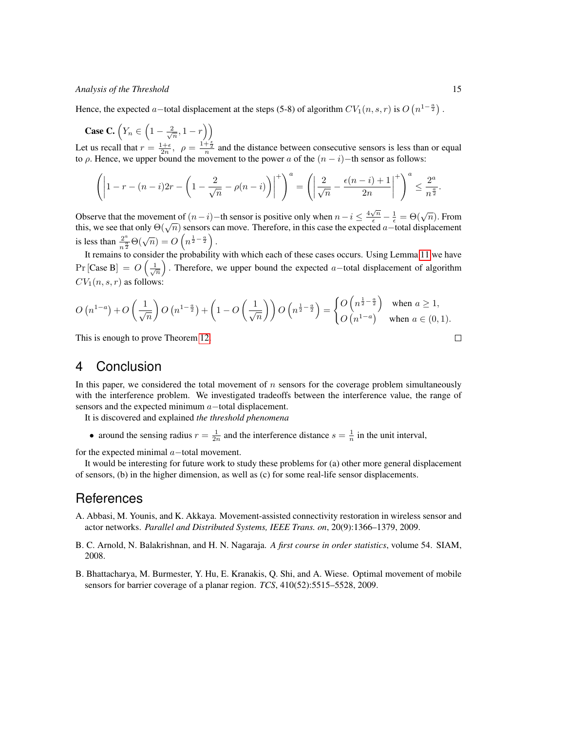Hence, the expected $a-$total displacement at the steps (5-8) of algorithm $CV_1(n, s, r)$ is $O\left(n^{1-\frac{a}{2}}\right)$.

**Case C.** $\left(Y_n \in \left(1 - \frac{2}{\sqrt{n}}, 1 - r\right)\right)$

Let us recall that $r = \frac{1+\epsilon}{2n}$, $\rho = \frac{1+\frac{\epsilon}{2}}{n}$ and the distance between consecutive sensors is less than or equal to $\rho$. Hence, we upper bound the movement to the power $a$ of the $(n-i)-$th sensor as follows:

$$\left(\left|1 - r - (n-i)2r - \left(1 - \frac{2}{\sqrt{n}} - \rho(n-i)\right)\right|^{+}\right)^{a} = \left(\left|\frac{2}{\sqrt{n}} - \frac{\epsilon(n-i)+1}{2n}\right|^{+}\right)^{a} \leq \frac{2^a}{n^{\frac{a}{2}}}.$$

Observe that the movement of $(n-i)-$th sensor is positive only when $n - i \leq \frac{4\sqrt{n}}{\epsilon} - \frac{1}{\epsilon} = \Theta(\sqrt{n})$. From this, we see that only $\Theta(\sqrt{n})$ sensors can move. Therefore, in this case the expected $a-$total displacement is less than $\frac{2^a}{n^{\frac{a}{2}}}\Theta(\sqrt{n}) = O\left(n^{\frac{1}{2}-\frac{a}{2}}\right)$.

It remains to consider the probability with which each of these cases occurs. Using Lemma 11 we have $\Pr\left[\text{Case B}\right] = O\left(\frac{1}{\sqrt{n}}\right)$. Therefore, we upper bound the expected $a-$total displacement of algorithm $CV_1(n, s, r)$ as follows:

$$O\left(n^{1-a}\right) + O\left(\frac{1}{\sqrt{n}}\right)O\left(n^{1-\frac{a}{2}}\right) + \left(1 - O\left(\frac{1}{\sqrt{n}}\right)\right)O\left(n^{\frac{1}{2}-\frac{a}{2}}\right) = \begin{cases} O\left(n^{\frac{1}{2}-\frac{a}{2}}\right) & \text{when } a \geq 1, \\ O\left(n^{1-a}\right) & \text{when } a \in (0,1). \end{cases}$$

This is enough to prove Theorem 12. □

## 4 Conclusion

In this paper, we considered the total movement of $n$ sensors for the coverage problem simultaneously with the interference problem. We investigated tradeoffs between the interference value, the range of sensors and the expected minimum $a-$total displacement.

It is discovered and explained *the threshold phenomena*

- around the sensing radius $r = \frac{1}{2n}$ and the interference distance $s = \frac{1}{n}$ in the unit interval,

for the expected minimal $a-$total movement.

It would be interesting for future work to study these problems for (a) other more general displacement of sensors, (b) in the higher dimension, as well as (c) for some real-life sensor displacements.

## References

A. Abbasi, M. Younis, and K. Akkaya. Movement-assisted connectivity restoration in wireless sensor and actor networks. *Parallel and Distributed Systems, IEEE Trans. on*, 20(9):1366–1379, 2009.

B. C. Arnold, N. Balakrishnan, and H. N. Nagaraja. *A first course in order statistics*, volume 54. SIAM, 2008.

B. Bhattacharya, M. Burmester, Y. Hu, E. Kranakis, Q. Shi, and A. Wiese. Optimal movement of mobile sensors for barrier coverage of a planar region. *TCS*, 410(52):5515–5528, 2009.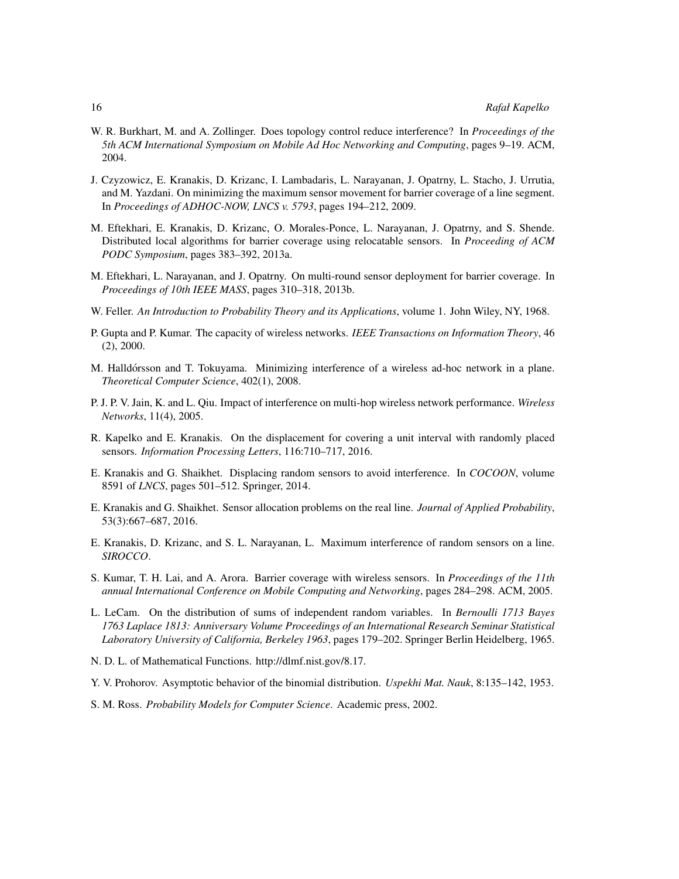W. R. Burkhart, M. and A. Zollinger. Does topology control reduce interference? In *Proceedings of the 5th ACM International Symposium on Mobile Ad Hoc Networking and Computing*, pages 9–19. ACM, 2004.

J. Czyzowicz, E. Kranakis, D. Krizanc, I. Lambadaris, L. Narayanan, J. Opatrny, L. Stacho, J. Urrutia, and M. Yazdani. On minimizing the maximum sensor movement for barrier coverage of a line segment. In *Proceedings of ADHOC-NOW, LNCS v. 5793*, pages 194–212, 2009.

M. Eftekhari, E. Kranakis, D. Krizanc, O. Morales-Ponce, L. Narayanan, J. Opatrny, and S. Shende. Distributed local algorithms for barrier coverage using relocatable sensors. In *Proceeding of ACM PODC Symposium*, pages 383–392, 2013a.

M. Eftekhari, L. Narayanan, and J. Opatrny. On multi-round sensor deployment for barrier coverage. In *Proceedings of 10th IEEE MASS*, pages 310–318, 2013b.

W. Feller. *An Introduction to Probability Theory and its Applications*, volume 1. John Wiley, NY, 1968.

P. Gupta and P. Kumar. The capacity of wireless networks. *IEEE Transactions on Information Theory*, 46 (2), 2000.

M. Halldórsson and T. Tokuyama. Minimizing interference of a wireless ad-hoc network in a plane. *Theoretical Computer Science*, 402(1), 2008.

P. J. P. V. Jain, K. and L. Qiu. Impact of interference on multi-hop wireless network performance. *Wireless Networks*, 11(4), 2005.

R. Kapelko and E. Kranakis. On the displacement for covering a unit interval with randomly placed sensors. *Information Processing Letters*, 116:710–717, 2016.

E. Kranakis and G. Shaikhet. Displacing random sensors to avoid interference. In *COCOON*, volume 8591 of *LNCS*, pages 501–512. Springer, 2014.

E. Kranakis and G. Shaikhet. Sensor allocation problems on the real line. *Journal of Applied Probability*, 53(3):667–687, 2016.

E. Kranakis, D. Krizanc, and S. L. Narayanan, L. Maximum interference of random sensors on a line. *SIROCCO*.

S. Kumar, T. H. Lai, and A. Arora. Barrier coverage with wireless sensors. In *Proceedings of the 11th annual International Conference on Mobile Computing and Networking*, pages 284–298. ACM, 2005.

L. LeCam. On the distribution of sums of independent random variables. In *Bernoulli 1713 Bayes 1763 Laplace 1813: Anniversary Volume Proceedings of an International Research Seminar Statistical Laboratory University of California, Berkeley 1963*, pages 179–202. Springer Berlin Heidelberg, 1965.

N. D. L. of Mathematical Functions. http://dlmf.nist.gov/8.17.

Y. V. Prohorov. Asymptotic behavior of the binomial distribution. *Uspekhi Mat. Nauk*, 8:135–142, 1953.

S. M. Ross. *Probability Models for Computer Science*. Academic press, 2002.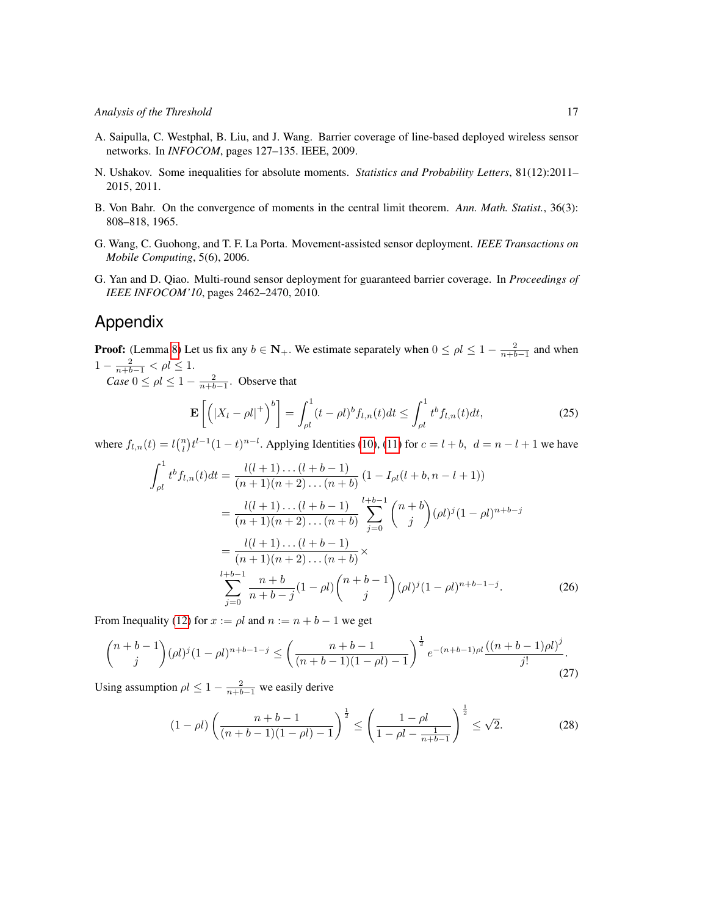A. Saipulla, C. Westphal, B. Liu, and J. Wang. Barrier coverage of line-based deployed wireless sensor networks. In *INFOCOM*, pages 127–135. IEEE, 2009.

N. Ushakov. Some inequalities for absolute moments. *Statistics and Probability Letters*, 81(12):2011–2015, 2011.

B. Von Bahr. On the convergence of moments in the central limit theorem. *Ann. Math. Statist.*, 36(3): 808–818, 1965.

G. Wang, C. Guohong, and T. F. La Porta. Movement-assisted sensor deployment. *IEEE Transactions on Mobile Computing*, 5(6), 2006.

G. Yan and D. Qiao. Multi-round sensor deployment for guaranteed barrier coverage. In *Proceedings of IEEE INFOCOM'10*, pages 2462–2470, 2010.

# Appendix

**Proof:** (Lemma 8) Let us fix any $b \in \mathbf{N}_+$. We estimate separately when $0 \le \rho l \le 1 - \frac{2}{n+b-1}$ and when $1 - \frac{2}{n+b-1} < \rho l \le 1$.

*Case* $0 \le \rho l \le 1 - \frac{2}{n+b-1}$. Observe that

$$\mathbf{E}\left[\left(|X_l - \rho l|^+\right)^b\right] = \int_{\rho l}^1 (t-\rho l)^b f_{l,n}(t)dt \le \int_{\rho l}^1 t^b f_{l,n}(t)dt, \tag{25}$$

where $f_{l,n}(t) = l\binom{n}{l}t^{l-1}(1-t)^{n-l}$. Applying Identities (10), (11) for $c = l+b,\ \ d = n-l+1$ we have

$$\begin{aligned}
\int_{\rho l}^1 t^b f_{l,n}(t)dt &= \frac{l(l+1)\dots(l+b-1)}{(n+1)(n+2)\dots(n+b)}\left(1 - I_{\rho l}(l+b, n-l+1)\right) \\
&= \frac{l(l+1)\dots(l+b-1)}{(n+1)(n+2)\dots(n+b)} \sum_{j=0}^{l+b-1} \binom{n+b}{j} (\rho l)^j (1-\rho l)^{n+b-j} \\
&= \frac{l(l+1)\dots(l+b-1)}{(n+1)(n+2)\dots(n+b)} \times \\
&\sum_{j=0}^{l+b-1} \frac{n+b}{n+b-j}(1-\rho l)\binom{n+b-1}{j}(\rho l)^j(1-\rho l)^{n+b-1-j}.
\end{aligned} \tag{26}$$

From Inequality (12) for $x := \rho l$ and $n := n+b-1$ we get

$$\binom{n+b-1}{j}(\rho l)^j(1-\rho l)^{n+b-1-j} \le \left(\frac{n+b-1}{(n+b-1)(1-\rho l)-1}\right)^{\frac{1}{2}} e^{-(n+b-1)\rho l}\frac{((n+b-1)\rho l)^j}{j!}. \tag{27}$$

Using assumption $\rho l \le 1 - \frac{2}{n+b-1}$ we easily derive

$$(1-\rho l)\left(\frac{n+b-1}{(n+b-1)(1-\rho l)-1}\right)^{\frac{1}{2}} \le \left(\frac{1-\rho l}{1-\rho l - \frac{1}{n+b-1}}\right)^{\frac{1}{2}} \le \sqrt{2}. \tag{28}$$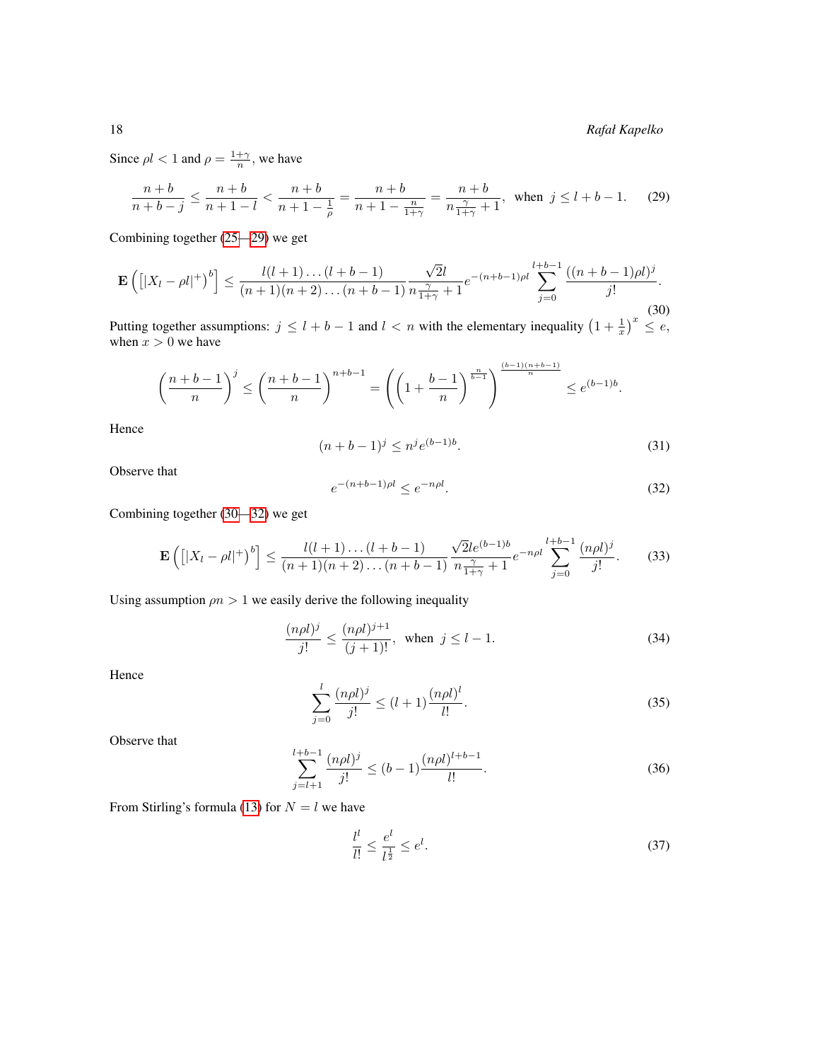Since $\rho l < 1$ and $\rho = \frac{1+\gamma}{n}$, we have

$$\frac{n+b}{n+b-j} \leq \frac{n+b}{n+1-l} < \frac{n+b}{n+1-\frac{1}{\rho}} = \frac{n+b}{n+1-\frac{n}{1+\gamma}} = \frac{n+b}{n\frac{\gamma}{1+\gamma}+1}, \quad \text{when } j \leq l+b-1. \tag{29}$$

Combining together (25—29) we get

$$\mathbf{E}\left(\left[|X_l - \rho l|^+\right)^b\right] \leq \frac{l(l+1)\dots(l+b-1)}{(n+1)(n+2)\dots(n+b-1)} \frac{\sqrt{2}l}{n\frac{\gamma}{1+\gamma}+1} e^{-(n+b-1)\rho l} \sum_{j=0}^{l+b-1} \frac{((n+b-1)\rho l)^j}{j!}. \tag{30}$$

Putting together assumptions: $j \leq l+b-1$ and $l < n$ with the elementary inequality $\left(1+\frac{1}{x}\right)^x \leq e$, when $x > 0$ we have

$$\left(\frac{n+b-1}{n}\right)^j \leq \left(\frac{n+b-1}{n}\right)^{n+b-1} = \left(\left(1+\frac{b-1}{n}\right)^{\frac{n}{b-1}}\right)^{\frac{(b-1)(n+b-1)}{n}} \leq e^{(b-1)b}.$$

Hence

$$(n+b-1)^j \leq n^j e^{(b-1)b}. \tag{31}$$

Observe that

$$e^{-(n+b-1)\rho l} \leq e^{-n\rho l}. \tag{32}$$

Combining together (30—32) we get

$$\mathbf{E}\left(\left[|X_l - \rho l|^+\right)^b\right] \leq \frac{l(l+1)\dots(l+b-1)}{(n+1)(n+2)\dots(n+b-1)} \frac{\sqrt{2}le^{(b-1)b}}{n\frac{\gamma}{1+\gamma}+1} e^{-n\rho l} \sum_{j=0}^{l+b-1} \frac{(n\rho l)^j}{j!}. \tag{33}$$

Using assumption $\rho n > 1$ we easily derive the following inequality

$$\frac{(n\rho l)^j}{j!} \leq \frac{(n\rho l)^{j+1}}{(j+1)!}, \quad \text{when } j \leq l-1. \tag{34}$$

Hence

$$\sum_{j=0}^{l} \frac{(n\rho l)^j}{j!} \leq (l+1)\frac{(n\rho l)^l}{l!}. \tag{35}$$

Observe that

$$\sum_{j=l+1}^{l+b-1} \frac{(n\rho l)^j}{j!} \leq (b-1)\frac{(n\rho l)^{l+b-1}}{l!}. \tag{36}$$

From Stirling's formula (13) for $N = l$ we have

$$\frac{l^l}{l!} \leq \frac{e^l}{l^{\frac{1}{2}}} \leq e^l. \tag{37}$$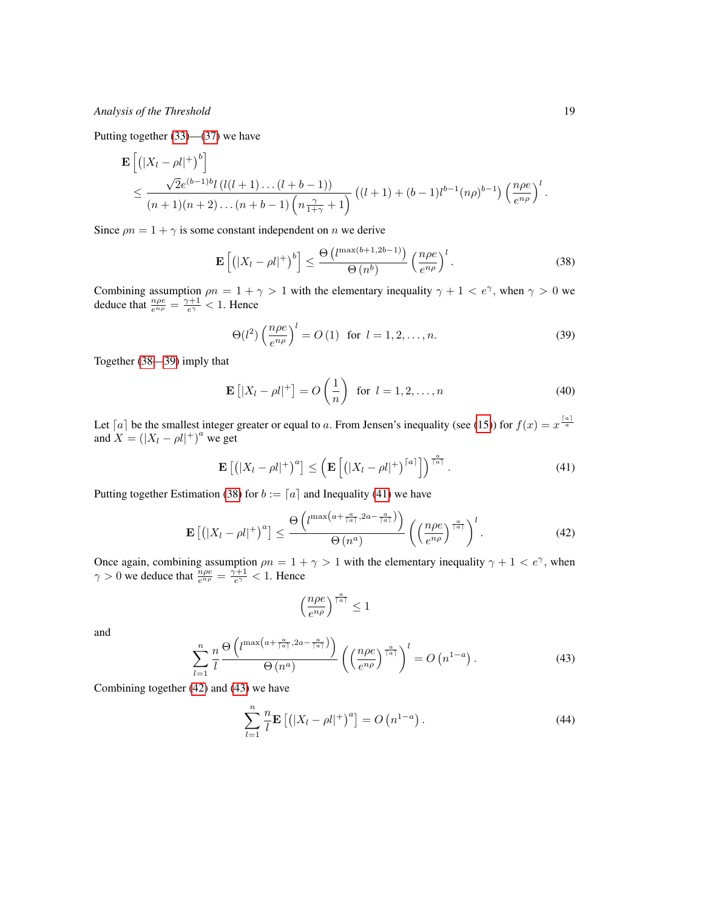Putting together (33)—(37) we have

$$
\begin{aligned}
&\mathbf{E}\left[\left(|X_l - \rho l|^+\right)^b\right] \\
&\leq \frac{\sqrt{2}e^{(b-1)b} l\left(l(l+1)\dots(l+b-1)\right)}{(n+1)(n+2)\dots(n+b-1)\left(n\frac{\gamma}{1+\gamma}+1\right)}\left((l+1)+(b-1)l^{b-1}(n\rho)^{b-1}\right)\left(\frac{n\rho e}{e^{n\rho}}\right)^l.
\end{aligned}
$$

Since $\rho n = 1+\gamma$ is some constant independent on $n$ we derive

$$
\mathbf{E}\left[\left(|X_l - \rho l|^+\right)^b\right] \leq \frac{\Theta\left(l^{\max(b+1,2b-1)}\right)}{\Theta\left(n^b\right)}\left(\frac{n\rho e}{e^{n\rho}}\right)^l. \tag{38}
$$

Combining assumption $\rho n = 1+\gamma > 1$ with the elementary inequality $\gamma + 1 < e^{\gamma}$, when $\gamma > 0$ we deduce that $\frac{n\rho e}{e^{n\rho}} = \frac{\gamma+1}{e^{\gamma}} < 1$. Hence

$$
\Theta(l^2)\left(\frac{n\rho e}{e^{n\rho}}\right)^l = O\left(1\right) \quad \text{for} \quad l = 1,2,\dots,n. \tag{39}
$$

Together (38—39) imply that

$$
\mathbf{E}\left[|X_l - \rho l|^+\right] = O\left(\frac{1}{n}\right) \quad \text{for} \quad l = 1,2,\dots,n \tag{40}
$$

Let $\lceil a \rceil$ be the smallest integer greater or equal to $a$. From Jensen's inequality (see (15)) for $f(x) = x^{\frac{\lceil a \rceil}{a}}$ and $X = \left(|X_l - \rho l|^+\right)^a$ we get

$$
\mathbf{E}\left[\left(|X_l - \rho l|^+\right)^a\right] \leq \left(\mathbf{E}\left[\left(|X_l - \rho l|^+\right)^{\lceil a \rceil}\right]\right)^{\frac{a}{\lceil a \rceil}}. \tag{41}
$$

Putting together Estimation (38) for $b := \lceil a \rceil$ and Inequality (41) we have

$$
\mathbf{E}\left[\left(|X_l - \rho l|^+\right)^a\right] \leq \frac{\Theta\left(l^{\max\left(a+\frac{a}{\lceil a \rceil}, 2a - \frac{a}{\lceil a \rceil}\right)}\right)}{\Theta\left(n^a\right)}\left(\left(\frac{n\rho e}{e^{n\rho}}\right)^{\frac{a}{\lceil a \rceil}}\right)^l. \tag{42}
$$

Once again, combining assumption $\rho n = 1+\gamma > 1$ with the elementary inequality $\gamma + 1 < e^{\gamma}$, when $\gamma > 0$ we deduce that $\frac{n\rho e}{e^{n\rho}} = \frac{\gamma+1}{e^{\gamma}} < 1$. Hence

$$
\left(\frac{n\rho e}{e^{n\rho}}\right)^{\frac{a}{\lceil a \rceil}} \leq 1
$$

and

$$
\sum_{l=1}^{n} \frac{n}{l} \frac{\Theta\left(l^{\max\left(a+\frac{a}{\lceil a \rceil}, 2a - \frac{a}{\lceil a \rceil}\right)}\right)}{\Theta\left(n^a\right)}\left(\left(\frac{n\rho e}{e^{n\rho}}\right)^{\frac{a}{\lceil a \rceil}}\right)^l = O\left(n^{1-a}\right). \tag{43}
$$

Combining together (42) and (43) we have

$$
\sum_{l=1}^{n} \frac{n}{l} \mathbf{E}\left[\left(|X_l - \rho l|^+\right)^a\right] = O\left(n^{1-a}\right). \tag{44}
$$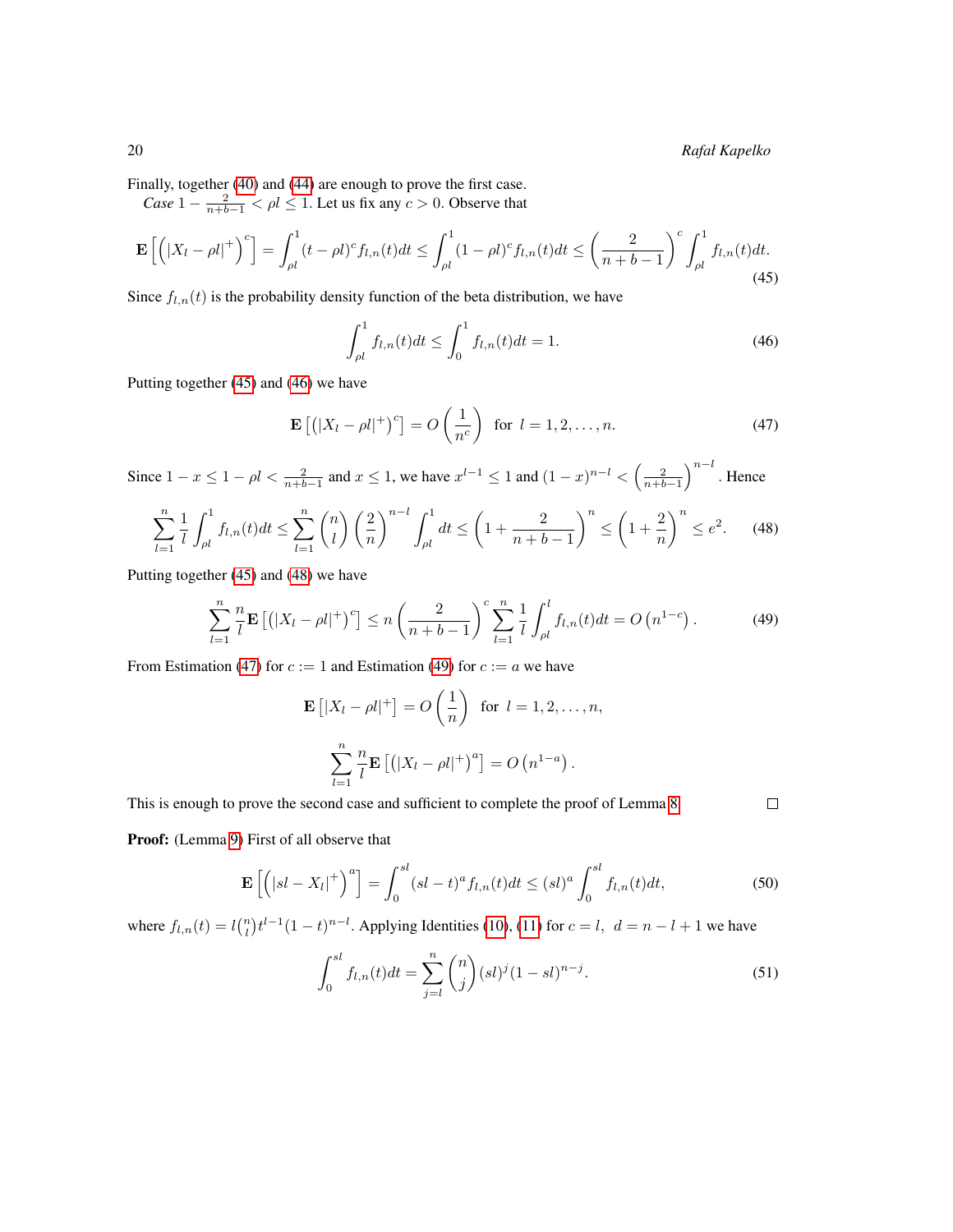Finally, together (40) and (44) are enough to prove the first case.

*Case* $1 - \frac{2}{n+b-1} < \rho l \leq 1$. Let us fix any $c > 0$. Observe that

$$\mathbf{E}\left[\left(|X_l - \rho l|^+\right)^c\right] = \int_{\rho l}^{1} (t-\rho l)^c f_{l,n}(t)dt \leq \int_{\rho l}^{1} (1-\rho l)^c f_{l,n}(t)dt \leq \left(\frac{2}{n+b-1}\right)^c \int_{\rho l}^{1} f_{l,n}(t)dt. \tag{45}$$

Since $f_{l,n}(t)$ is the probability density function of the beta distribution, we have

$$\int_{\rho l}^{1} f_{l,n}(t)dt \leq \int_{0}^{1} f_{l,n}(t)dt = 1. \tag{46}$$

Putting together (45) and (46) we have

$$\mathbf{E}\left[\left(|X_l - \rho l|^+\right)^c\right] = O\left(\frac{1}{n^c}\right) \quad \text{for } l = 1, 2, \ldots, n. \tag{47}$$

Since $1 - x \leq 1 - \rho l < \frac{2}{n+b-1}$ and $x \leq 1$, we have $x^{l-1} \leq 1$ and $(1-x)^{n-l} < \left(\frac{2}{n+b-1}\right)^{n-l}$. Hence

$$\sum_{l=1}^{n} \frac{1}{l} \int_{\rho l}^{1} f_{l,n}(t)dt \leq \sum_{l=1}^{n} \binom{n}{l} \left(\frac{2}{n}\right)^{n-l} \int_{\rho l}^{1} dt \leq \left(1 + \frac{2}{n+b-1}\right)^n \leq \left(1 + \frac{2}{n}\right)^n \leq e^2. \tag{48}$$

Putting together (45) and (48) we have

$$\sum_{l=1}^{n} \frac{n}{l} \mathbf{E}\left[\left(|X_l - \rho l|^+\right)^c\right] \leq n \left(\frac{2}{n+b-1}\right)^c \sum_{l=1}^{n} \frac{1}{l} \int_{\rho l}^{l} f_{l,n}(t)dt = O\left(n^{1-c}\right). \tag{49}$$

From Estimation (47) for $c := 1$ and Estimation (49) for $c := a$ we have

$$\mathbf{E}\left[|X_l - \rho l|^+\right] = O\left(\frac{1}{n}\right) \quad \text{for } l = 1, 2, \ldots, n,$$

$$\sum_{l=1}^{n} \frac{n}{l} \mathbf{E}\left[\left(|X_l - \rho l|^+\right)^a\right] = O\left(n^{1-a}\right).$$

This is enough to prove the second case and sufficient to complete the proof of Lemma 8. □

**Proof:** (Lemma 9) First of all observe that

$$\mathbf{E}\left[\left(|sl - X_l|^+\right)^a\right] = \int_{0}^{sl} (sl-t)^a f_{l,n}(t)dt \leq (sl)^a \int_{0}^{sl} f_{l,n}(t)dt, \tag{50}$$

where $f_{l,n}(t) = l\binom{n}{l} t^{l-1}(1-t)^{n-l}$. Applying Identities (10), (11) for $c = l,\ d = n - l + 1$ we have

$$\int_{0}^{sl} f_{l,n}(t)dt = \sum_{j=l}^{n} \binom{n}{j} (sl)^j (1-sl)^{n-j}. \tag{51}$$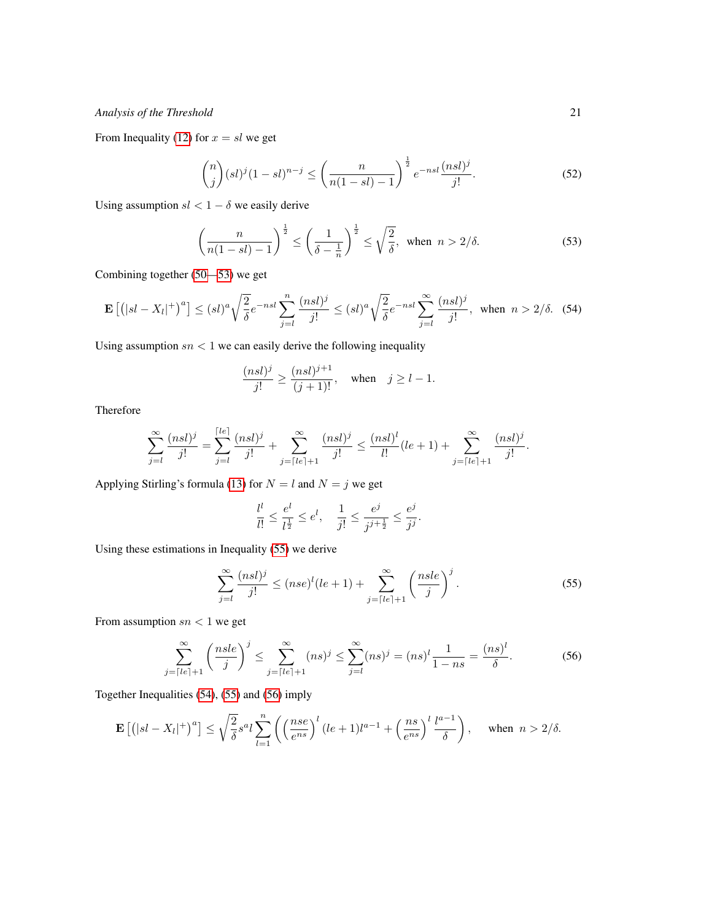From Inequality (12) for $x = sl$ we get

$$\binom{n}{j}(sl)^j(1-sl)^{n-j} \leq \left(\frac{n}{n(1-sl)-1}\right)^{\frac{1}{2}} e^{-nsl}\frac{(nsl)^j}{j!}. \tag{52}$$

Using assumption $sl < 1-\delta$ we easily derive

$$\left(\frac{n}{n(1-sl)-1}\right)^{\frac{1}{2}} \leq \left(\frac{1}{\delta - \frac{1}{n}}\right)^{\frac{1}{2}} \leq \sqrt{\frac{2}{\delta}}, \text{ when } n > 2/\delta. \tag{53}$$

Combining together (50—53) we get

$$\mathbf{E}\left[\left(|sl - X_l|^+\right)^a\right] \leq (sl)^a\sqrt{\frac{2}{\delta}}e^{-nsl}\sum_{j=l}^{n}\frac{(nsl)^j}{j!} \leq (sl)^a\sqrt{\frac{2}{\delta}}e^{-nsl}\sum_{j=l}^{\infty}\frac{(nsl)^j}{j!}, \text{ when } n > 2/\delta. \tag{54}$$

Using assumption $sn < 1$ we can easily derive the following inequality

$$\frac{(nsl)^j}{j!} \geq \frac{(nsl)^{j+1}}{(j+1)!}, \quad \text{when} \quad j \geq l-1.$$

Therefore

$$\sum_{j=l}^{\infty}\frac{(nsl)^j}{j!} = \sum_{j=l}^{\lceil le \rceil}\frac{(nsl)^j}{j!} + \sum_{j=\lceil le \rceil+1}^{\infty}\frac{(nsl)^j}{j!} \leq \frac{(nsl)^l}{l!}(le+1) + \sum_{j=\lceil le \rceil+1}^{\infty}\frac{(nsl)^j}{j!}.$$

Applying Stirling's formula (13) for $N = l$ and $N = j$ we get

$$\frac{l^l}{l!} \leq \frac{e^l}{l^{\frac{1}{2}}} \leq e^l, \quad \frac{1}{j!} \leq \frac{e^j}{j^{j+\frac{1}{2}}} \leq \frac{e^j}{j^j}.$$

Using these estimations in Inequality (55) we derive

$$\sum_{j=l}^{\infty}\frac{(nsl)^j}{j!} \leq (nse)^l(le+1) + \sum_{j=\lceil le \rceil+1}^{\infty}\left(\frac{nsle}{j}\right)^j. \tag{55}$$

From assumption $sn < 1$ we get

$$\sum_{j=\lceil le \rceil+1}^{\infty}\left(\frac{nsle}{j}\right)^j \leq \sum_{j=\lceil le \rceil+1}^{\infty}(ns)^j \leq \sum_{j=l}^{\infty}(ns)^j = (ns)^l\frac{1}{1-ns} = \frac{(ns)^l}{\delta}. \tag{56}$$

Together Inequalities (54), (55) and (56) imply

$$\mathbf{E}\left[\left(|sl - X_l|^+\right)^a\right] \leq \sqrt{\frac{2}{\delta}}s^a l\sum_{l=1}^{n}\left(\left(\frac{nse}{e^{ns}}\right)^l(le+1)l^{a-1} + \left(\frac{ns}{e^{ns}}\right)^l\frac{l^{a-1}}{\delta}\right), \quad \text{when } n > 2/\delta.$$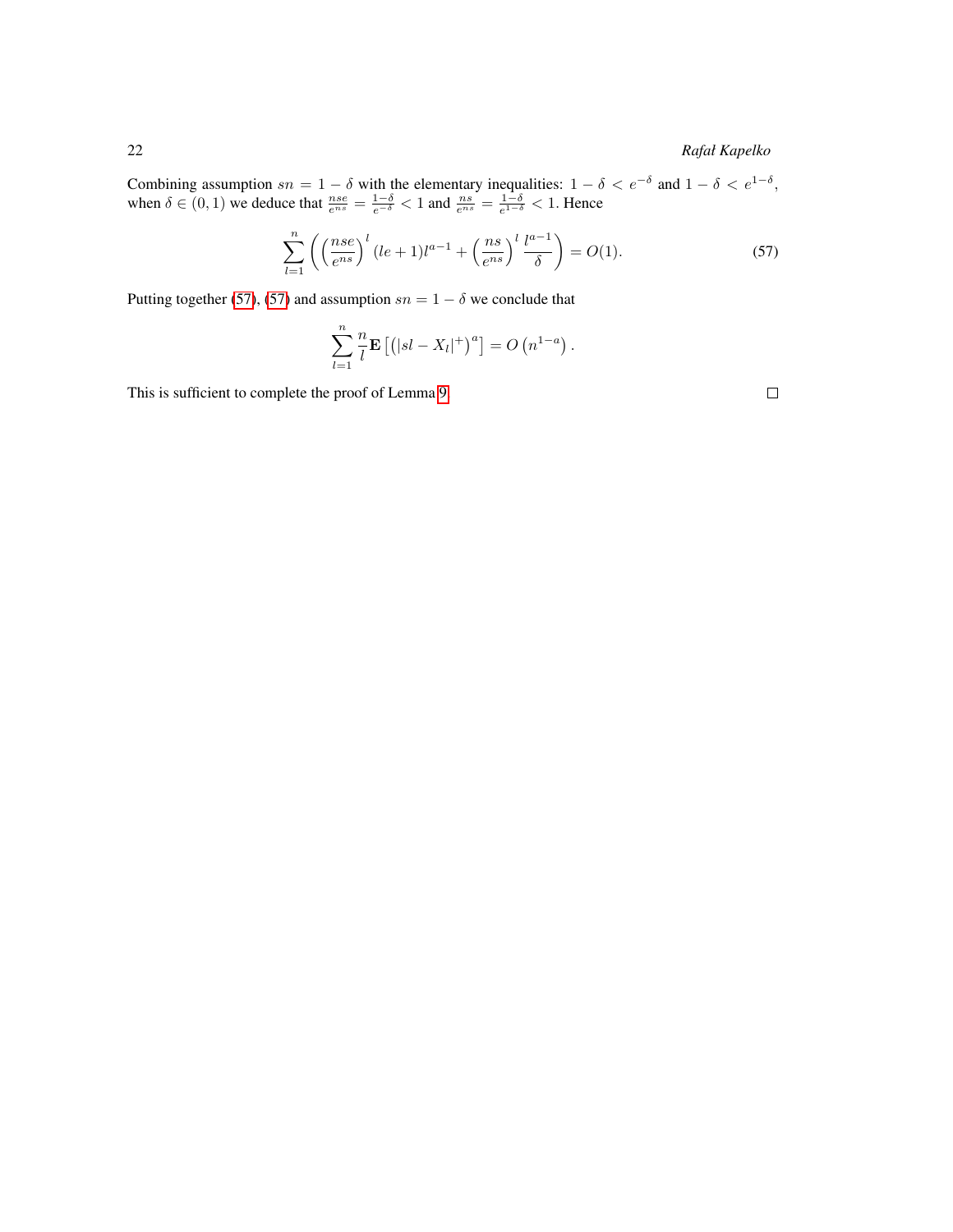Combining assumption $sn = 1 - \delta$ with the elementary inequalities: $1 - \delta < e^{-\delta}$ and $1 - \delta < e^{1-\delta}$, when $\delta \in (0, 1)$ we deduce that $\frac{nse}{e^{ns}} = \frac{1-\delta}{e^{-\delta}} < 1$ and $\frac{ns}{e^{ns}} = \frac{1-\delta}{e^{1-\delta}} < 1$. Hence

$$\sum_{l=1}^{n} \left( \left( \frac{nse}{e^{ns}} \right)^{l} (le + 1) l^{a-1} + \left( \frac{ns}{e^{ns}} \right)^{l} \frac{l^{a-1}}{\delta} \right) = O(1). \tag{57}$$

Putting together (57), (57) and assumption $sn = 1 - \delta$ we conclude that

$$\sum_{l=1}^{n} \frac{n}{l} \mathbf{E}\left[ \left( |sl - X_l|^{+} \right)^{a} \right] = O\left( n^{1-a} \right).$$

This is sufficient to complete the proof of Lemma 9. □